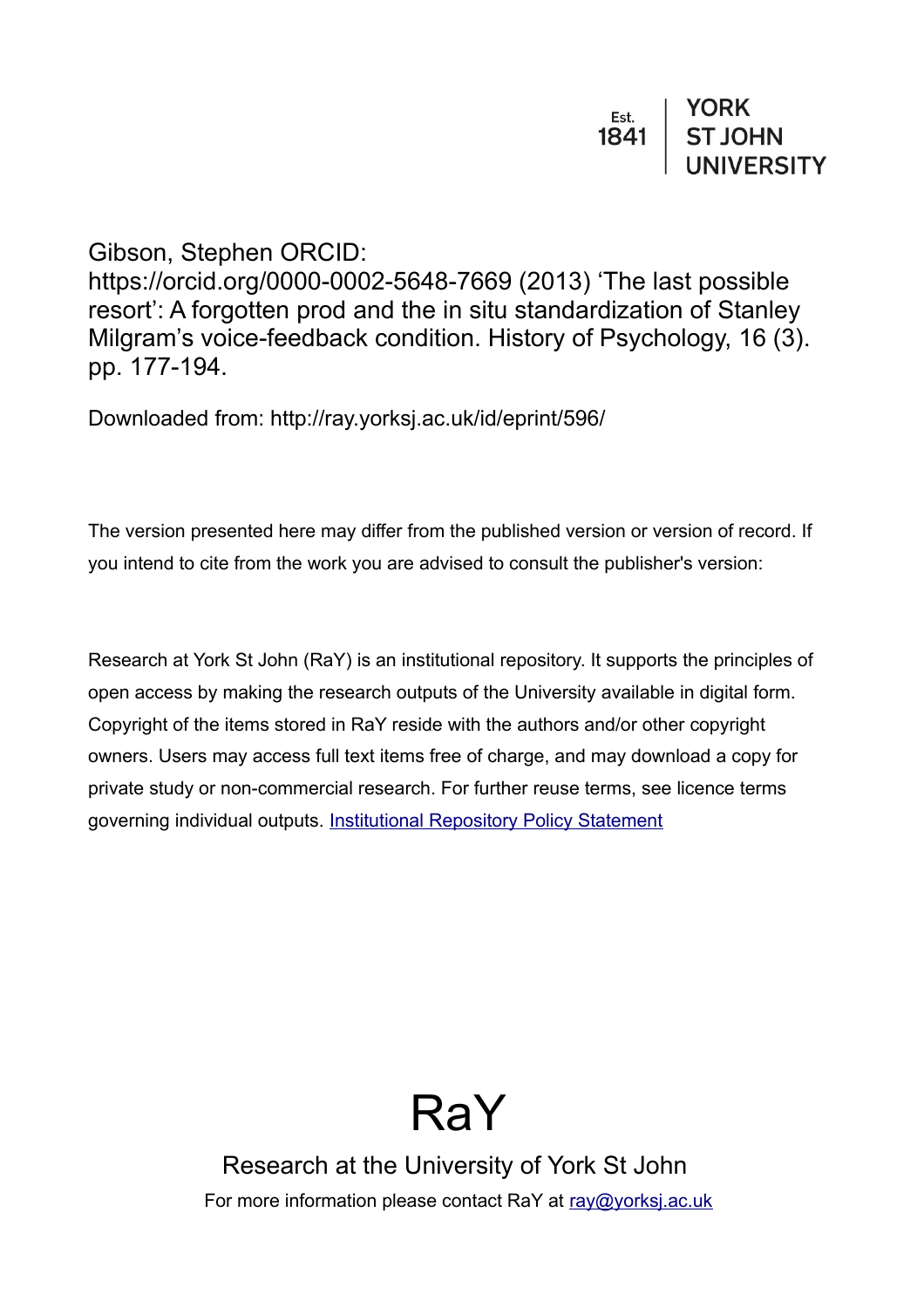Est. 1841 | YORK ST JOHN UNIVERSITY

Gibson, Stephen ORCID: https://orcid.org/0000-0002-5648-7669 (2013) 'The last possible resort': A forgotten prod and the in situ standardization of Stanley Milgram's voice-feedback condition. History of Psychology, 16 (3). pp. 177-194.

Downloaded from: http://ray.yorksj.ac.uk/id/eprint/596/

The version presented here may differ from the published version or version of record. If you intend to cite from the work you are advised to consult the publisher's version:

Research at York St John (RaY) is an institutional repository. It supports the principles of open access by making the research outputs of the University available in digital form. Copyright of the items stored in RaY reside with the authors and/or other copyright owners. Users may access full text items free of charge, and may download a copy for private study or non-commercial research. For further reuse terms, see licence terms governing individual outputs. Institutional Repository Policy Statement

# RaY

Research at the University of York St John

For more information please contact RaY at ray@yorksj.ac.uk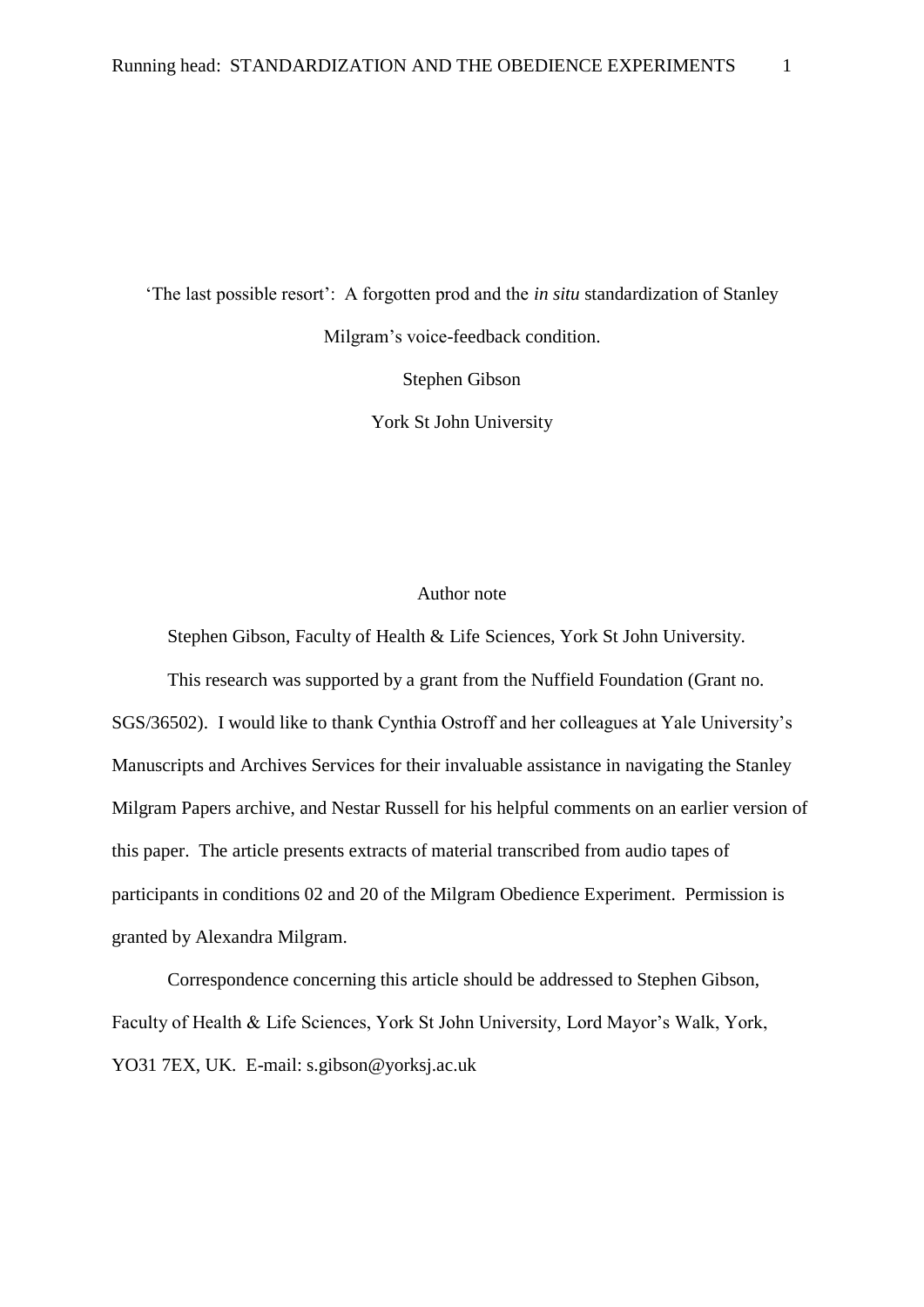‘The last possible resort’: A forgotten prod and the *in situ* standardization of Stanley Milgram’s voice-feedback condition.

Stephen Gibson

York St John University

Author note

Stephen Gibson, Faculty of Health & Life Sciences, York St John University.

This research was supported by a grant from the Nuffield Foundation (Grant no. SGS/36502). I would like to thank Cynthia Ostroff and her colleagues at Yale University’s Manuscripts and Archives Services for their invaluable assistance in navigating the Stanley Milgram Papers archive, and Nestar Russell for his helpful comments on an earlier version of this paper. The article presents extracts of material transcribed from audio tapes of participants in conditions 02 and 20 of the Milgram Obedience Experiment. Permission is granted by Alexandra Milgram.

Correspondence concerning this article should be addressed to Stephen Gibson, Faculty of Health & Life Sciences, York St John University, Lord Mayor’s Walk, York, YO31 7EX, UK. E-mail: s.gibson@yorksj.ac.uk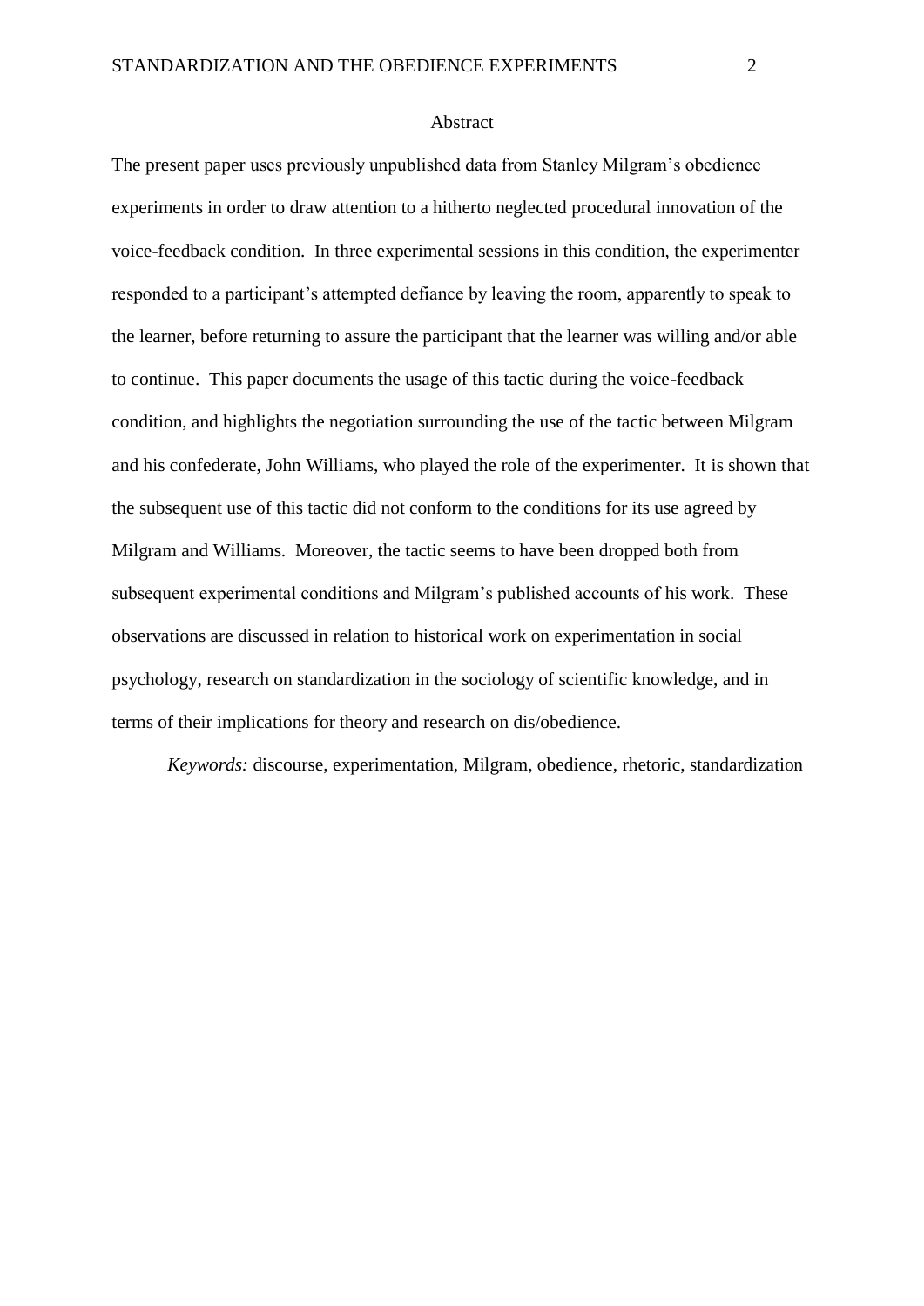## Abstract

The present paper uses previously unpublished data from Stanley Milgram's obedience experiments in order to draw attention to a hitherto neglected procedural innovation of the voice-feedback condition. In three experimental sessions in this condition, the experimenter responded to a participant's attempted defiance by leaving the room, apparently to speak to the learner, before returning to assure the participant that the learner was willing and/or able to continue. This paper documents the usage of this tactic during the voice-feedback condition, and highlights the negotiation surrounding the use of the tactic between Milgram and his confederate, John Williams, who played the role of the experimenter. It is shown that the subsequent use of this tactic did not conform to the conditions for its use agreed by Milgram and Williams. Moreover, the tactic seems to have been dropped both from subsequent experimental conditions and Milgram's published accounts of his work. These observations are discussed in relation to historical work on experimentation in social psychology, research on standardization in the sociology of scientific knowledge, and in terms of their implications for theory and research on dis/obedience.

*Keywords:* discourse, experimentation, Milgram, obedience, rhetoric, standardization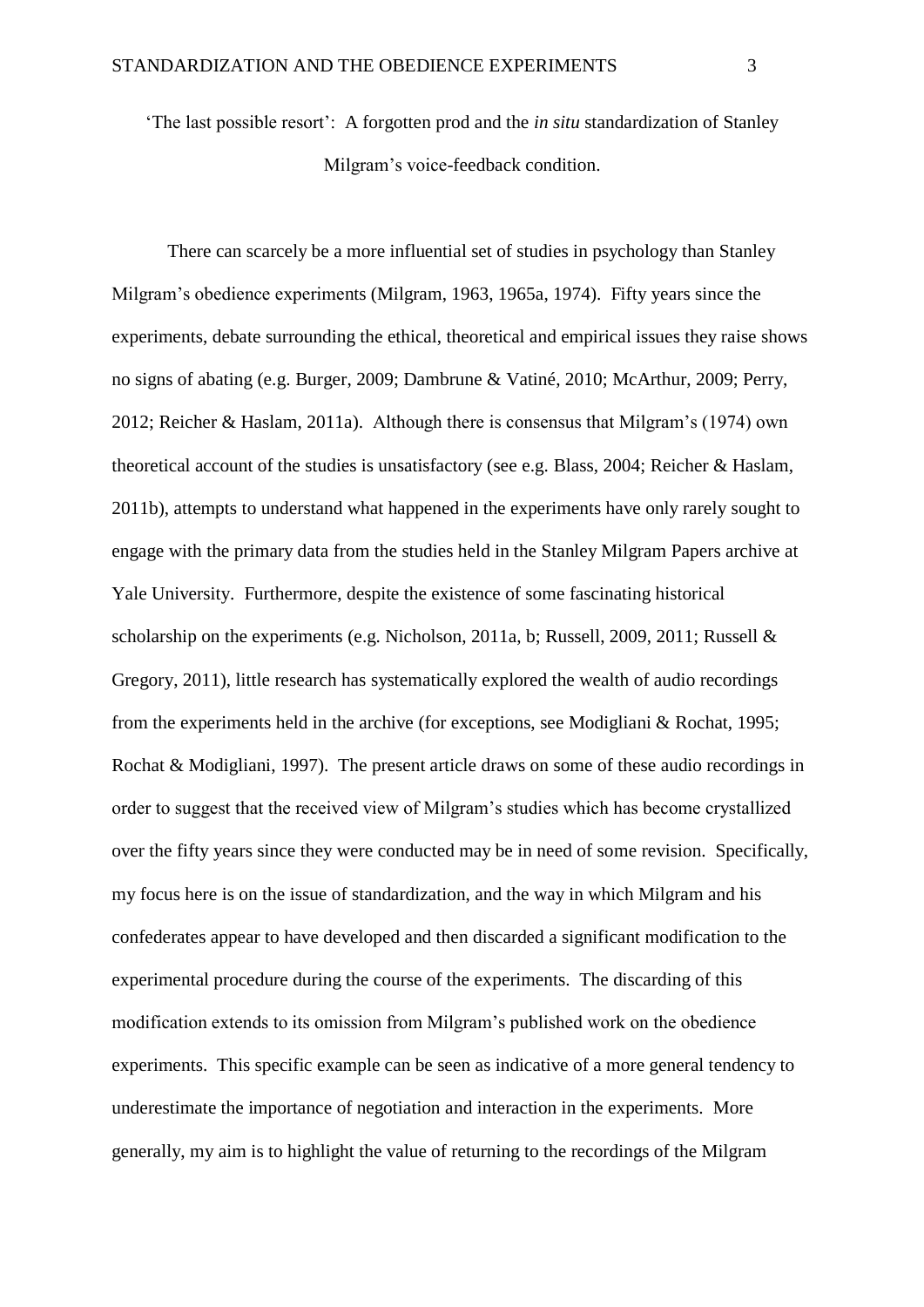'The last possible resort': A forgotten prod and the *in situ* standardization of Stanley Milgram's voice-feedback condition.

There can scarcely be a more influential set of studies in psychology than Stanley Milgram's obedience experiments (Milgram, 1963, 1965a, 1974). Fifty years since the experiments, debate surrounding the ethical, theoretical and empirical issues they raise shows no signs of abating (e.g. Burger, 2009; Dambrune & Vatiné, 2010; McArthur, 2009; Perry, 2012; Reicher & Haslam, 2011a). Although there is consensus that Milgram's (1974) own theoretical account of the studies is unsatisfactory (see e.g. Blass, 2004; Reicher & Haslam, 2011b), attempts to understand what happened in the experiments have only rarely sought to engage with the primary data from the studies held in the Stanley Milgram Papers archive at Yale University. Furthermore, despite the existence of some fascinating historical scholarship on the experiments (e.g. Nicholson, 2011a, b; Russell, 2009, 2011; Russell & Gregory, 2011), little research has systematically explored the wealth of audio recordings from the experiments held in the archive (for exceptions, see Modigliani & Rochat, 1995; Rochat & Modigliani, 1997). The present article draws on some of these audio recordings in order to suggest that the received view of Milgram's studies which has become crystallized over the fifty years since they were conducted may be in need of some revision. Specifically, my focus here is on the issue of standardization, and the way in which Milgram and his confederates appear to have developed and then discarded a significant modification to the experimental procedure during the course of the experiments. The discarding of this modification extends to its omission from Milgram's published work on the obedience experiments. This specific example can be seen as indicative of a more general tendency to underestimate the importance of negotiation and interaction in the experiments. More generally, my aim is to highlight the value of returning to the recordings of the Milgram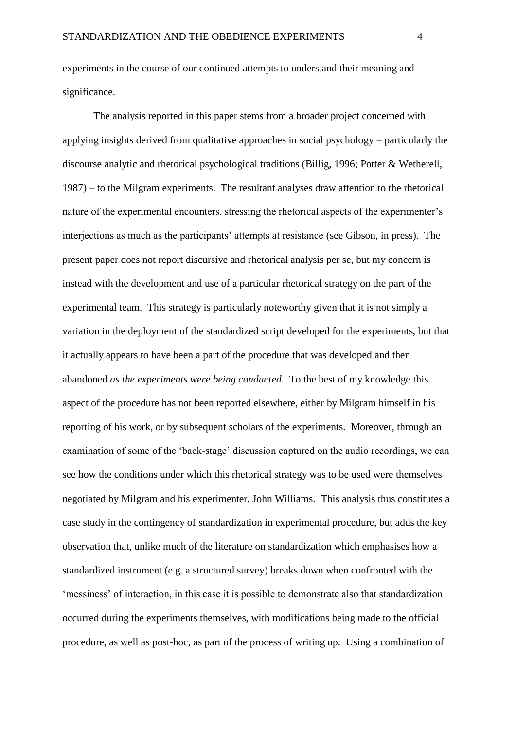experiments in the course of our continued attempts to understand their meaning and significance.

The analysis reported in this paper stems from a broader project concerned with applying insights derived from qualitative approaches in social psychology – particularly the discourse analytic and rhetorical psychological traditions (Billig, 1996; Potter & Wetherell, 1987) – to the Milgram experiments. The resultant analyses draw attention to the rhetorical nature of the experimental encounters, stressing the rhetorical aspects of the experimenter's interjections as much as the participants' attempts at resistance (see Gibson, in press). The present paper does not report discursive and rhetorical analysis per se, but my concern is instead with the development and use of a particular rhetorical strategy on the part of the experimental team. This strategy is particularly noteworthy given that it is not simply a variation in the deployment of the standardized script developed for the experiments, but that it actually appears to have been a part of the procedure that was developed and then abandoned *as the experiments were being conducted.* To the best of my knowledge this aspect of the procedure has not been reported elsewhere, either by Milgram himself in his reporting of his work, or by subsequent scholars of the experiments. Moreover, through an examination of some of the 'back-stage' discussion captured on the audio recordings, we can see how the conditions under which this rhetorical strategy was to be used were themselves negotiated by Milgram and his experimenter, John Williams. This analysis thus constitutes a case study in the contingency of standardization in experimental procedure, but adds the key observation that, unlike much of the literature on standardization which emphasises how a standardized instrument (e.g. a structured survey) breaks down when confronted with the 'messiness' of interaction, in this case it is possible to demonstrate also that standardization occurred during the experiments themselves, with modifications being made to the official procedure, as well as post-hoc, as part of the process of writing up. Using a combination of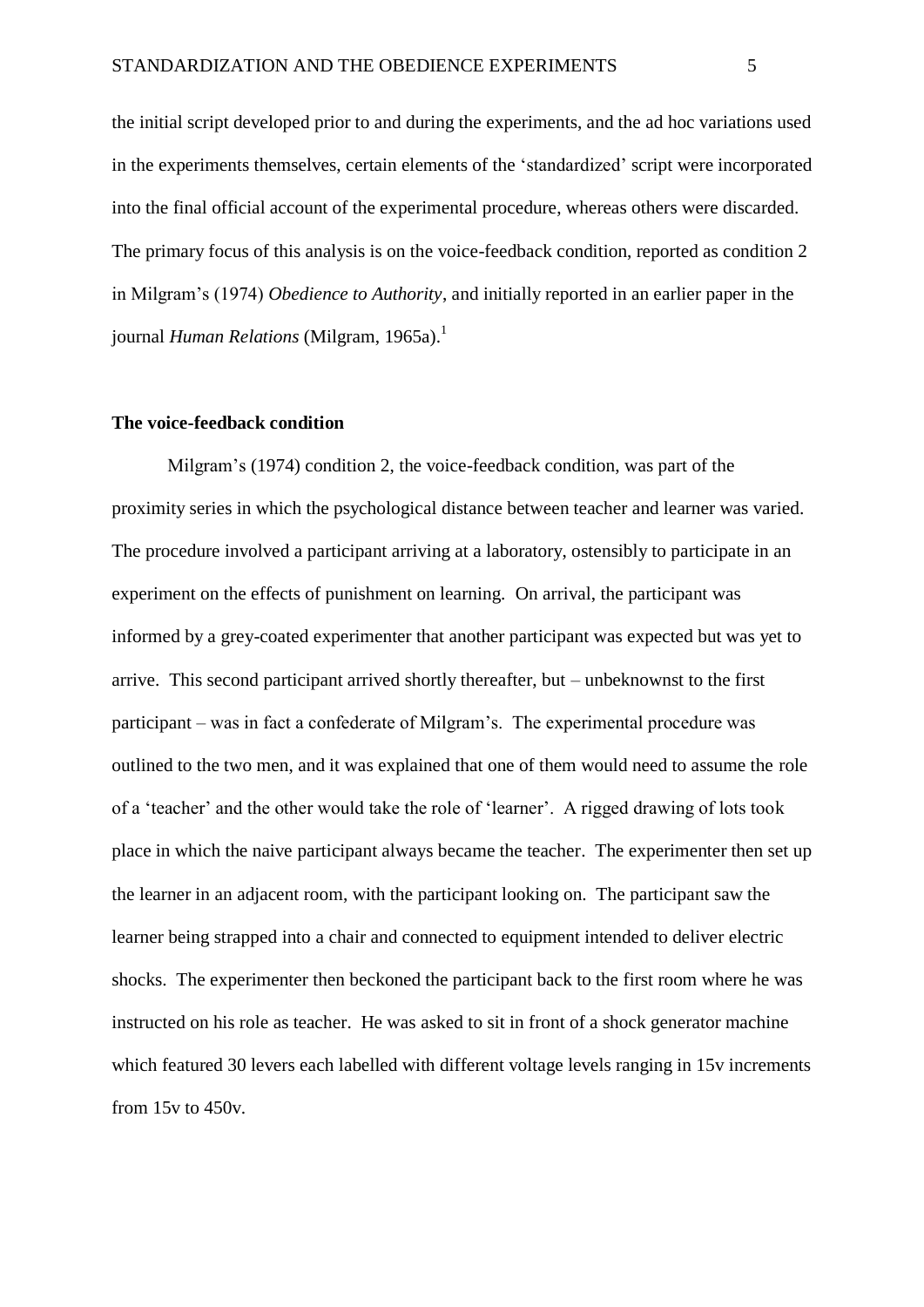the initial script developed prior to and during the experiments, and the ad hoc variations used in the experiments themselves, certain elements of the 'standardized' script were incorporated into the final official account of the experimental procedure, whereas others were discarded. The primary focus of this analysis is on the voice-feedback condition, reported as condition 2 in Milgram's (1974) *Obedience to Authority*, and initially reported in an earlier paper in the journal *Human Relations* (Milgram, 1965a).[1]

## The voice-feedback condition

Milgram's (1974) condition 2, the voice-feedback condition, was part of the proximity series in which the psychological distance between teacher and learner was varied. The procedure involved a participant arriving at a laboratory, ostensibly to participate in an experiment on the effects of punishment on learning. On arrival, the participant was informed by a grey-coated experimenter that another participant was expected but was yet to arrive. This second participant arrived shortly thereafter, but – unbeknownst to the first participant – was in fact a confederate of Milgram's. The experimental procedure was outlined to the two men, and it was explained that one of them would need to assume the role of a 'teacher' and the other would take the role of 'learner'. A rigged drawing of lots took place in which the naive participant always became the teacher. The experimenter then set up the learner in an adjacent room, with the participant looking on. The participant saw the learner being strapped into a chair and connected to equipment intended to deliver electric shocks. The experimenter then beckoned the participant back to the first room where he was instructed on his role as teacher. He was asked to sit in front of a shock generator machine which featured 30 levers each labelled with different voltage levels ranging in 15v increments from 15v to 450v.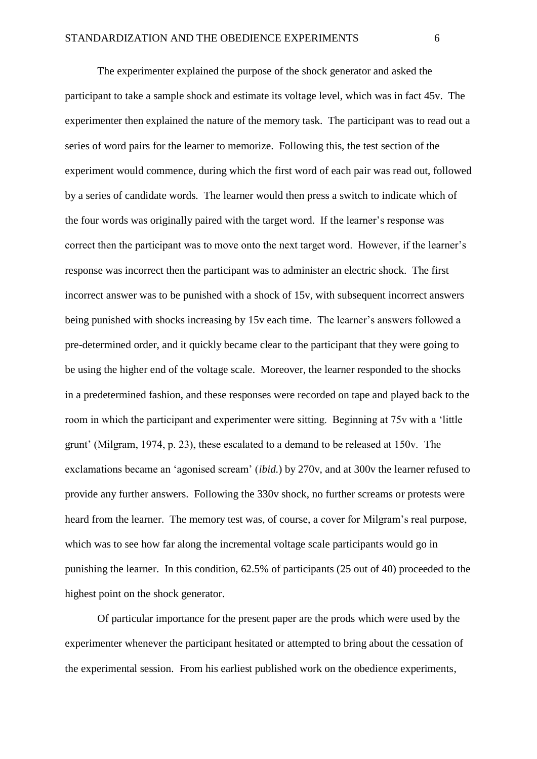The experimenter explained the purpose of the shock generator and asked the participant to take a sample shock and estimate its voltage level, which was in fact 45v. The experimenter then explained the nature of the memory task. The participant was to read out a series of word pairs for the learner to memorize. Following this, the test section of the experiment would commence, during which the first word of each pair was read out, followed by a series of candidate words. The learner would then press a switch to indicate which of the four words was originally paired with the target word. If the learner's response was correct then the participant was to move onto the next target word. However, if the learner's response was incorrect then the participant was to administer an electric shock. The first incorrect answer was to be punished with a shock of 15v, with subsequent incorrect answers being punished with shocks increasing by 15v each time. The learner's answers followed a pre-determined order, and it quickly became clear to the participant that they were going to be using the higher end of the voltage scale. Moreover, the learner responded to the shocks in a predetermined fashion, and these responses were recorded on tape and played back to the room in which the participant and experimenter were sitting. Beginning at 75v with a 'little grunt' (Milgram, 1974, p. 23), these escalated to a demand to be released at 150v. The exclamations became an 'agonised scream' (*ibid.*) by 270v, and at 300v the learner refused to provide any further answers. Following the 330v shock, no further screams or protests were heard from the learner. The memory test was, of course, a cover for Milgram's real purpose, which was to see how far along the incremental voltage scale participants would go in punishing the learner. In this condition, 62.5% of participants (25 out of 40) proceeded to the highest point on the shock generator.

Of particular importance for the present paper are the prods which were used by the experimenter whenever the participant hesitated or attempted to bring about the cessation of the experimental session. From his earliest published work on the obedience experiments,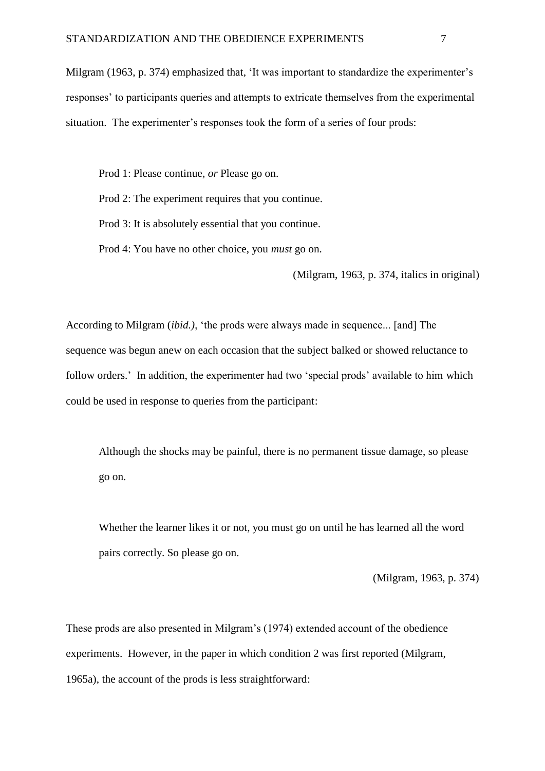Milgram (1963, p. 374) emphasized that, 'It was important to standardize the experimenter's responses' to participants queries and attempts to extricate themselves from the experimental situation. The experimenter's responses took the form of a series of four prods:

> Prod 1: Please continue, *or* Please go on.
>
> Prod 2: The experiment requires that you continue.
>
> Prod 3: It is absolutely essential that you continue.
>
> Prod 4: You have no other choice, you *must* go on.
>
> (Milgram, 1963, p. 374, italics in original)

According to Milgram (*ibid.)*, 'the prods were always made in sequence... [and] The sequence was begun anew on each occasion that the subject balked or showed reluctance to follow orders.' In addition, the experimenter had two 'special prods' available to him which could be used in response to queries from the participant:

> Although the shocks may be painful, there is no permanent tissue damage, so please go on.
>
> Whether the learner likes it or not, you must go on until he has learned all the word pairs correctly. So please go on.
>
> (Milgram, 1963, p. 374)

These prods are also presented in Milgram's (1974) extended account of the obedience experiments. However, in the paper in which condition 2 was first reported (Milgram, 1965a), the account of the prods is less straightforward: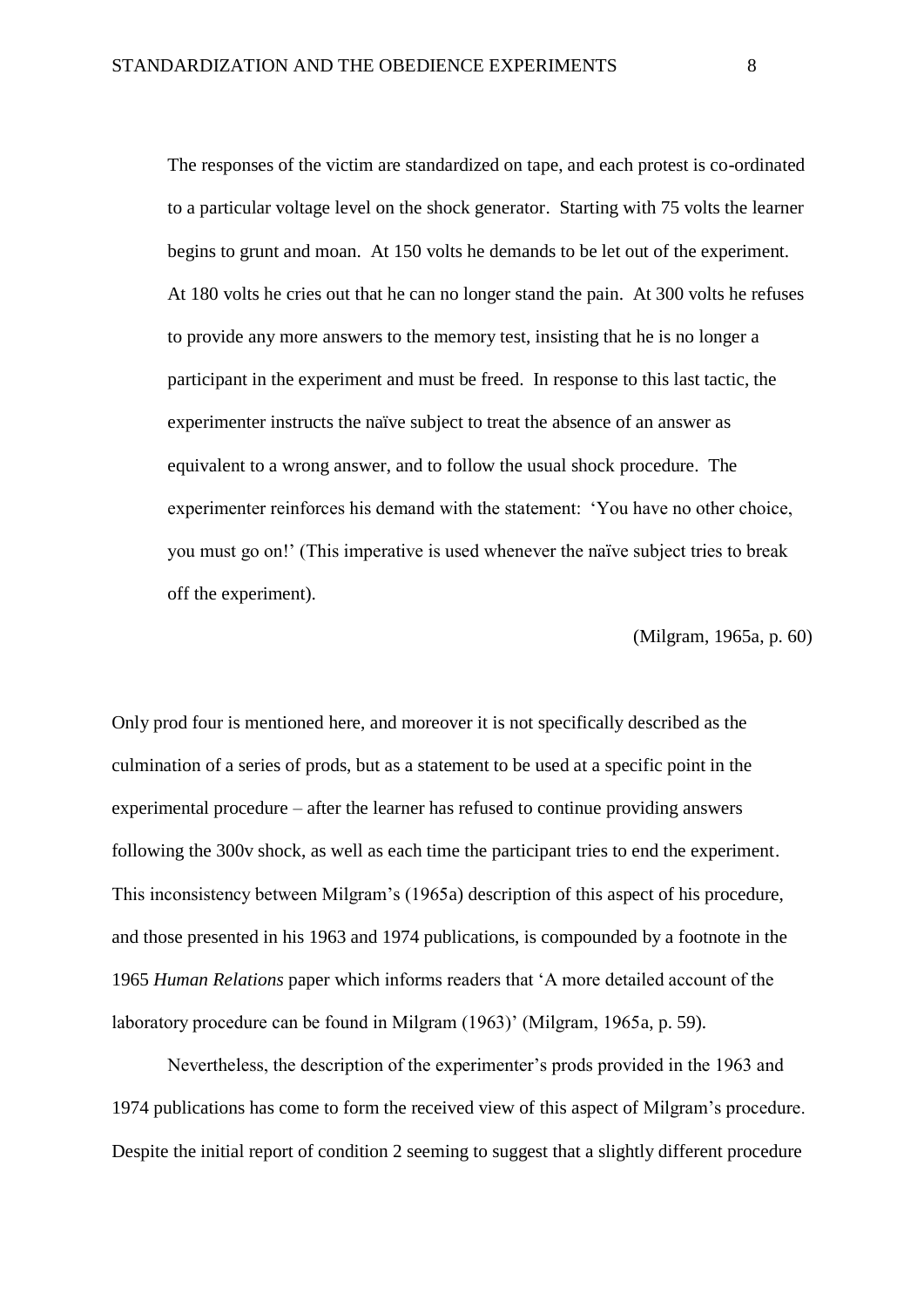> The responses of the victim are standardized on tape, and each protest is co-ordinated to a particular voltage level on the shock generator. Starting with 75 volts the learner begins to grunt and moan. At 150 volts he demands to be let out of the experiment. At 180 volts he cries out that he can no longer stand the pain. At 300 volts he refuses to provide any more answers to the memory test, insisting that he is no longer a participant in the experiment and must be freed. In response to this last tactic, the experimenter instructs the naïve subject to treat the absence of an answer as equivalent to a wrong answer, and to follow the usual shock procedure. The experimenter reinforces his demand with the statement: 'You have no other choice, you must go on!' (This imperative is used whenever the naïve subject tries to break off the experiment).
>
> (Milgram, 1965a, p. 60)

Only prod four is mentioned here, and moreover it is not specifically described as the culmination of a series of prods, but as a statement to be used at a specific point in the experimental procedure – after the learner has refused to continue providing answers following the 300v shock, as well as each time the participant tries to end the experiment. This inconsistency between Milgram's (1965a) description of this aspect of his procedure, and those presented in his 1963 and 1974 publications, is compounded by a footnote in the 1965 *Human Relations* paper which informs readers that 'A more detailed account of the laboratory procedure can be found in Milgram (1963)' (Milgram, 1965a, p. 59).

Nevertheless, the description of the experimenter's prods provided in the 1963 and 1974 publications has come to form the received view of this aspect of Milgram's procedure. Despite the initial report of condition 2 seeming to suggest that a slightly different procedure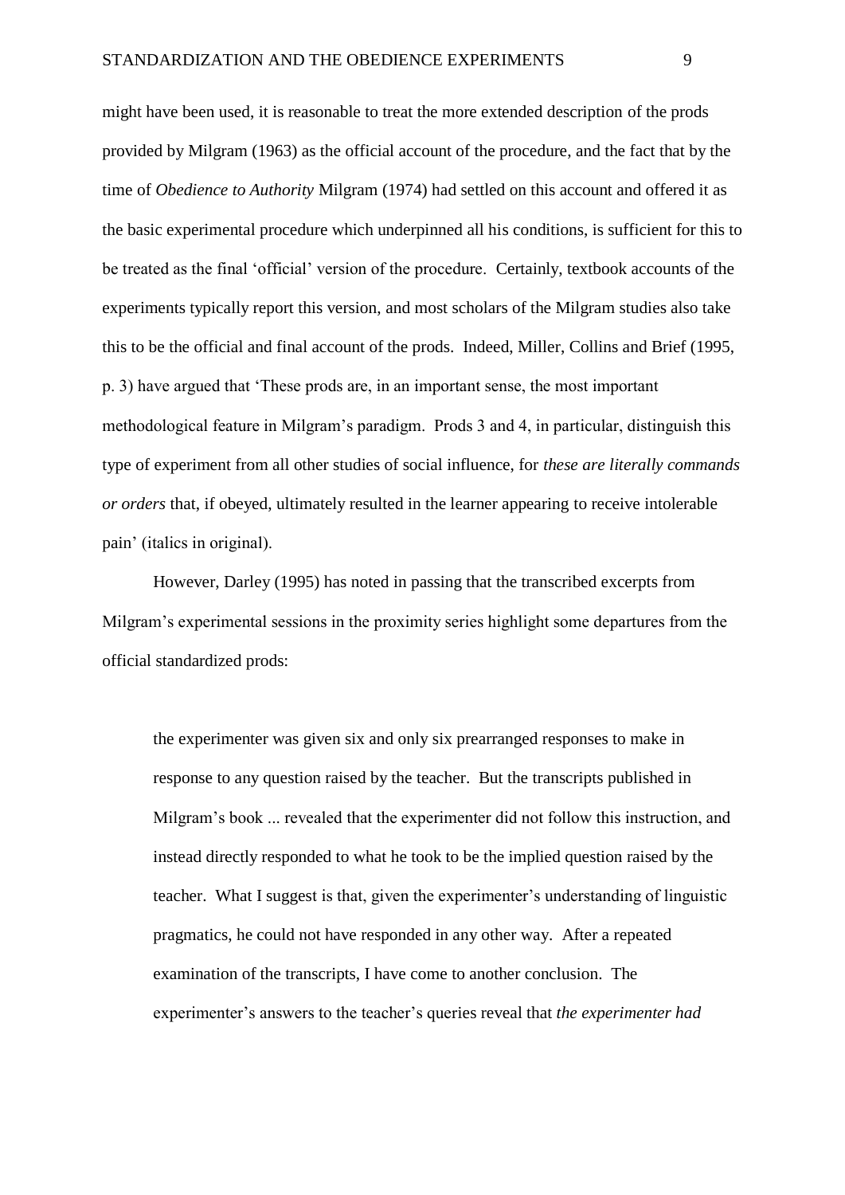might have been used, it is reasonable to treat the more extended description of the prods provided by Milgram (1963) as the official account of the procedure, and the fact that by the time of *Obedience to Authority* Milgram (1974) had settled on this account and offered it as the basic experimental procedure which underpinned all his conditions, is sufficient for this to be treated as the final 'official' version of the procedure. Certainly, textbook accounts of the experiments typically report this version, and most scholars of the Milgram studies also take this to be the official and final account of the prods. Indeed, Miller, Collins and Brief (1995, p. 3) have argued that 'These prods are, in an important sense, the most important methodological feature in Milgram's paradigm. Prods 3 and 4, in particular, distinguish this type of experiment from all other studies of social influence, for *these are literally commands or orders* that, if obeyed, ultimately resulted in the learner appearing to receive intolerable pain' (italics in original).

However, Darley (1995) has noted in passing that the transcribed excerpts from Milgram's experimental sessions in the proximity series highlight some departures from the official standardized prods:

> the experimenter was given six and only six prearranged responses to make in response to any question raised by the teacher. But the transcripts published in Milgram's book ... revealed that the experimenter did not follow this instruction, and instead directly responded to what he took to be the implied question raised by the teacher. What I suggest is that, given the experimenter's understanding of linguistic pragmatics, he could not have responded in any other way. After a repeated examination of the transcripts, I have come to another conclusion. The experimenter's answers to the teacher's queries reveal that *the experimenter had*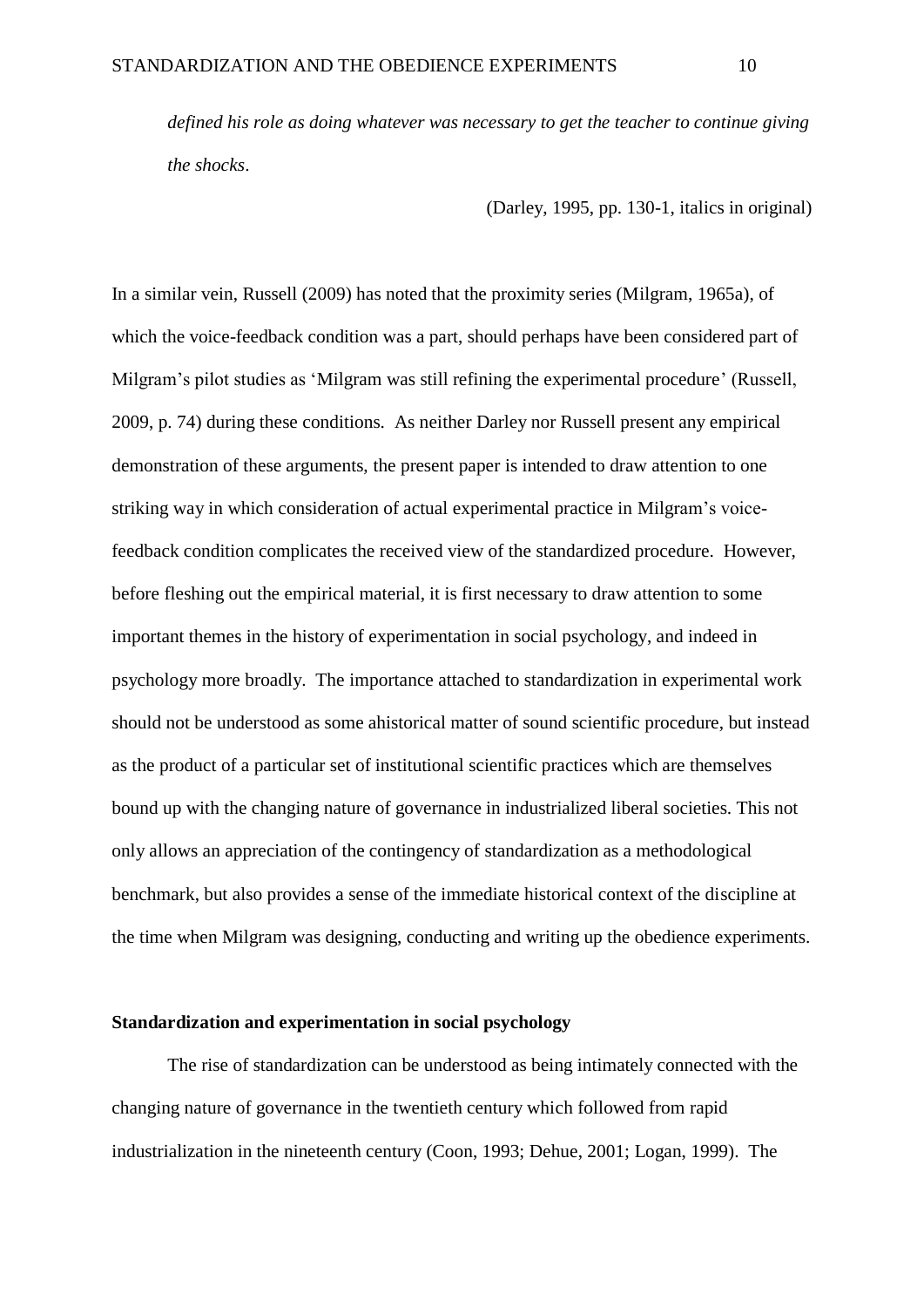*defined his role as doing whatever was necessary to get the teacher to continue giving the shocks*.

(Darley, 1995, pp. 130-1, italics in original)

In a similar vein, Russell (2009) has noted that the proximity series (Milgram, 1965a), of which the voice-feedback condition was a part, should perhaps have been considered part of Milgram's pilot studies as 'Milgram was still refining the experimental procedure' (Russell, 2009, p. 74) during these conditions. As neither Darley nor Russell present any empirical demonstration of these arguments, the present paper is intended to draw attention to one striking way in which consideration of actual experimental practice in Milgram's voice-feedback condition complicates the received view of the standardized procedure. However, before fleshing out the empirical material, it is first necessary to draw attention to some important themes in the history of experimentation in social psychology, and indeed in psychology more broadly. The importance attached to standardization in experimental work should not be understood as some ahistorical matter of sound scientific procedure, but instead as the product of a particular set of institutional scientific practices which are themselves bound up with the changing nature of governance in industrialized liberal societies. This not only allows an appreciation of the contingency of standardization as a methodological benchmark, but also provides a sense of the immediate historical context of the discipline at the time when Milgram was designing, conducting and writing up the obedience experiments.

## Standardization and experimentation in social psychology

The rise of standardization can be understood as being intimately connected with the changing nature of governance in the twentieth century which followed from rapid industrialization in the nineteenth century (Coon, 1993; Dehue, 2001; Logan, 1999). The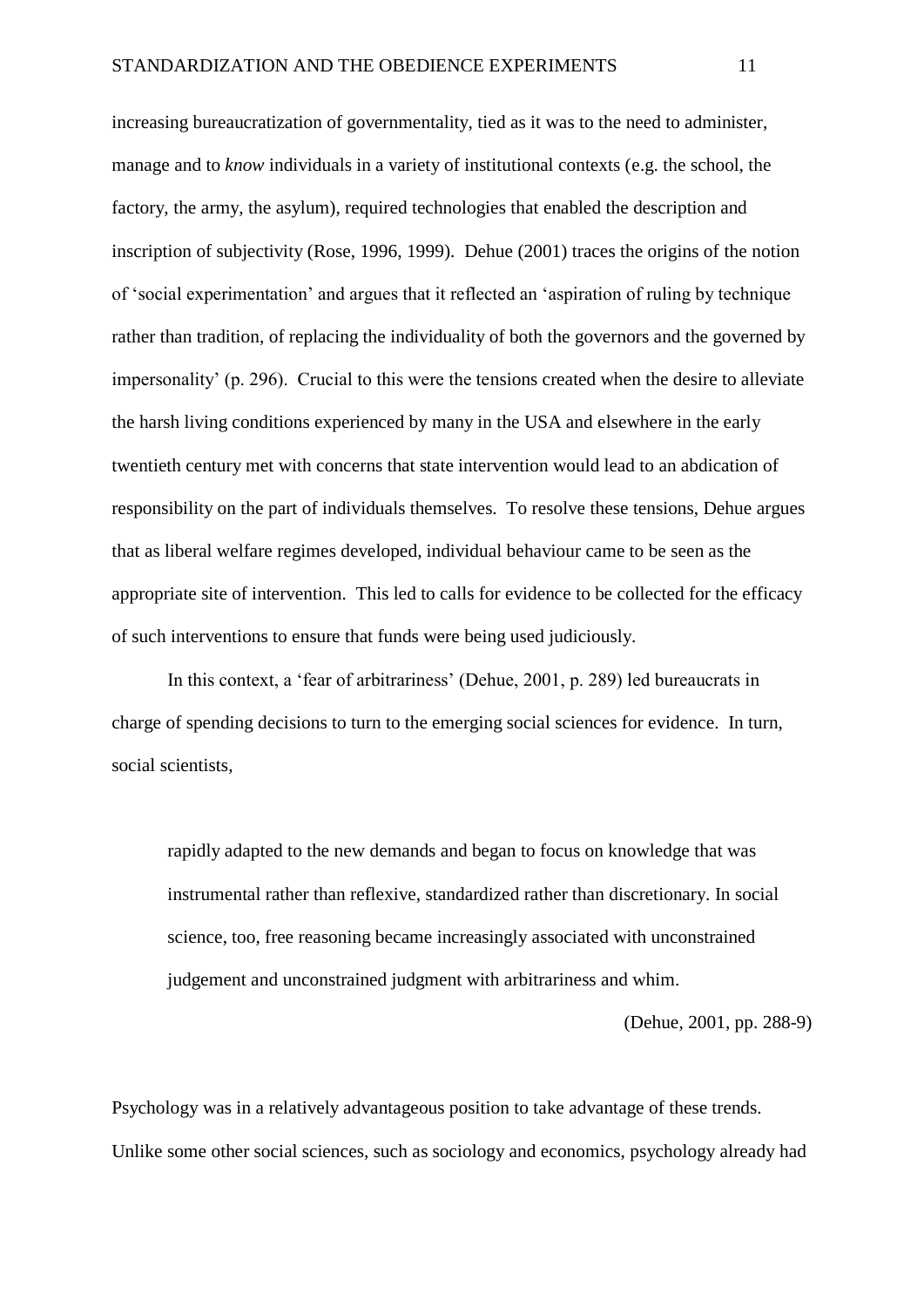increasing bureaucratization of governmentality, tied as it was to the need to administer, manage and to *know* individuals in a variety of institutional contexts (e.g. the school, the factory, the army, the asylum), required technologies that enabled the description and inscription of subjectivity (Rose, 1996, 1999). Dehue (2001) traces the origins of the notion of 'social experimentation' and argues that it reflected an 'aspiration of ruling by technique rather than tradition, of replacing the individuality of both the governors and the governed by impersonality' (p. 296). Crucial to this were the tensions created when the desire to alleviate the harsh living conditions experienced by many in the USA and elsewhere in the early twentieth century met with concerns that state intervention would lead to an abdication of responsibility on the part of individuals themselves. To resolve these tensions, Dehue argues that as liberal welfare regimes developed, individual behaviour came to be seen as the appropriate site of intervention. This led to calls for evidence to be collected for the efficacy of such interventions to ensure that funds were being used judiciously.

In this context, a 'fear of arbitrariness' (Dehue, 2001, p. 289) led bureaucrats in charge of spending decisions to turn to the emerging social sciences for evidence. In turn, social scientists,

> rapidly adapted to the new demands and began to focus on knowledge that was instrumental rather than reflexive, standardized rather than discretionary. In social science, too, free reasoning became increasingly associated with unconstrained judgement and unconstrained judgment with arbitrariness and whim.
>
> (Dehue, 2001, pp. 288-9)

Psychology was in a relatively advantageous position to take advantage of these trends. Unlike some other social sciences, such as sociology and economics, psychology already had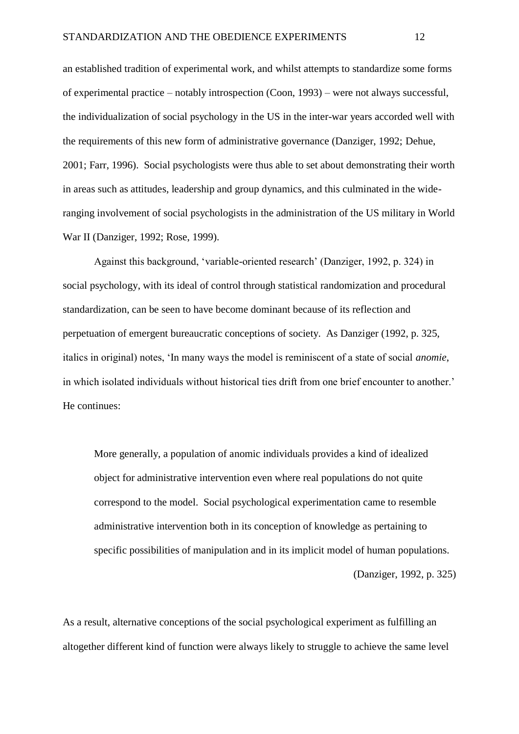an established tradition of experimental work, and whilst attempts to standardize some forms of experimental practice – notably introspection (Coon, 1993) – were not always successful, the individualization of social psychology in the US in the inter-war years accorded well with the requirements of this new form of administrative governance (Danziger, 1992; Dehue, 2001; Farr, 1996). Social psychologists were thus able to set about demonstrating their worth in areas such as attitudes, leadership and group dynamics, and this culminated in the wide-ranging involvement of social psychologists in the administration of the US military in World War II (Danziger, 1992; Rose, 1999).

Against this background, 'variable-oriented research' (Danziger, 1992, p. 324) in social psychology, with its ideal of control through statistical randomization and procedural standardization, can be seen to have become dominant because of its reflection and perpetuation of emergent bureaucratic conceptions of society. As Danziger (1992, p. 325, italics in original) notes, 'In many ways the model is reminiscent of a state of social *anomie*, in which isolated individuals without historical ties drift from one brief encounter to another.' He continues:

> More generally, a population of anomic individuals provides a kind of idealized object for administrative intervention even where real populations do not quite correspond to the model. Social psychological experimentation came to resemble administrative intervention both in its conception of knowledge as pertaining to specific possibilities of manipulation and in its implicit model of human populations. (Danziger, 1992, p. 325)

As a result, alternative conceptions of the social psychological experiment as fulfilling an altogether different kind of function were always likely to struggle to achieve the same level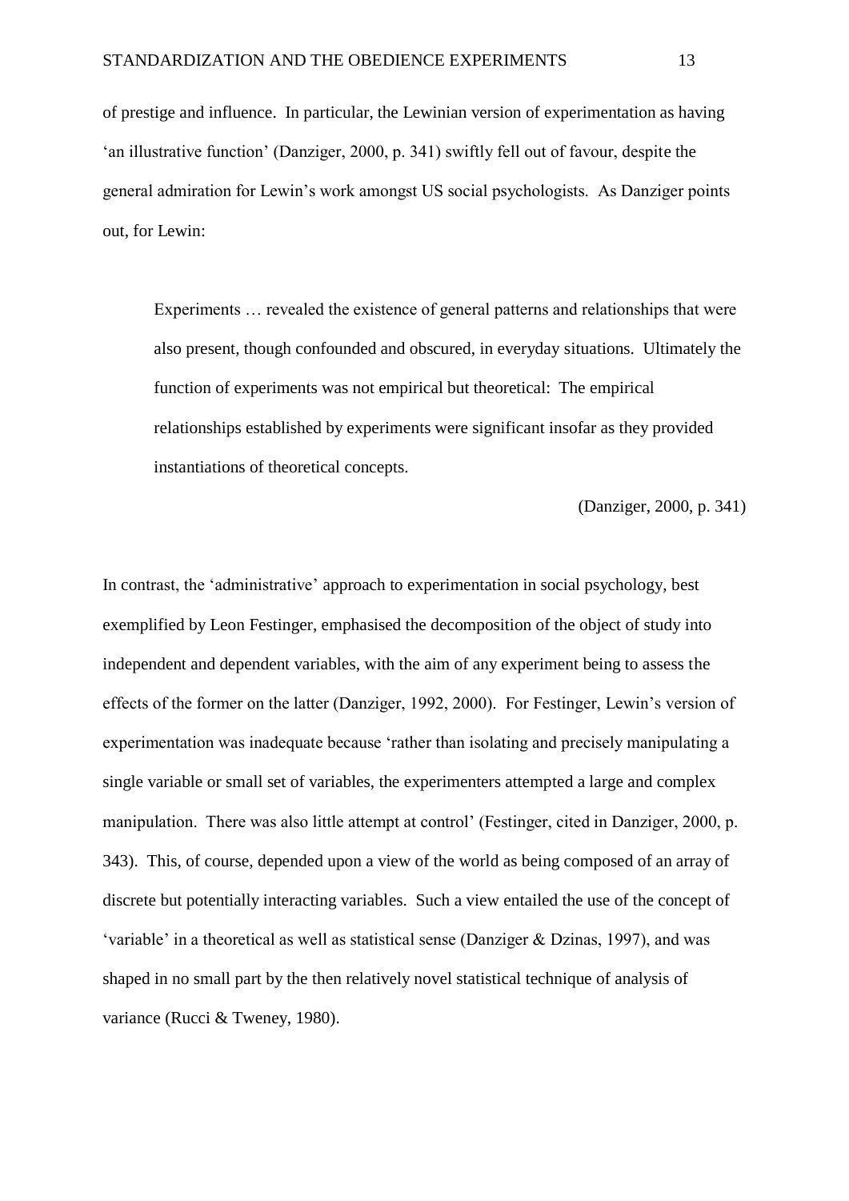of prestige and influence. In particular, the Lewinian version of experimentation as having 'an illustrative function' (Danziger, 2000, p. 341) swiftly fell out of favour, despite the general admiration for Lewin's work amongst US social psychologists. As Danziger points out, for Lewin:

> Experiments … revealed the existence of general patterns and relationships that were also present, though confounded and obscured, in everyday situations. Ultimately the function of experiments was not empirical but theoretical: The empirical relationships established by experiments were significant insofar as they provided instantiations of theoretical concepts.
>
> (Danziger, 2000, p. 341)

In contrast, the 'administrative' approach to experimentation in social psychology, best exemplified by Leon Festinger, emphasised the decomposition of the object of study into independent and dependent variables, with the aim of any experiment being to assess the effects of the former on the latter (Danziger, 1992, 2000). For Festinger, Lewin's version of experimentation was inadequate because 'rather than isolating and precisely manipulating a single variable or small set of variables, the experimenters attempted a large and complex manipulation. There was also little attempt at control' (Festinger, cited in Danziger, 2000, p. 343). This, of course, depended upon a view of the world as being composed of an array of discrete but potentially interacting variables. Such a view entailed the use of the concept of 'variable' in a theoretical as well as statistical sense (Danziger & Dzinas, 1997), and was shaped in no small part by the then relatively novel statistical technique of analysis of variance (Rucci & Tweney, 1980).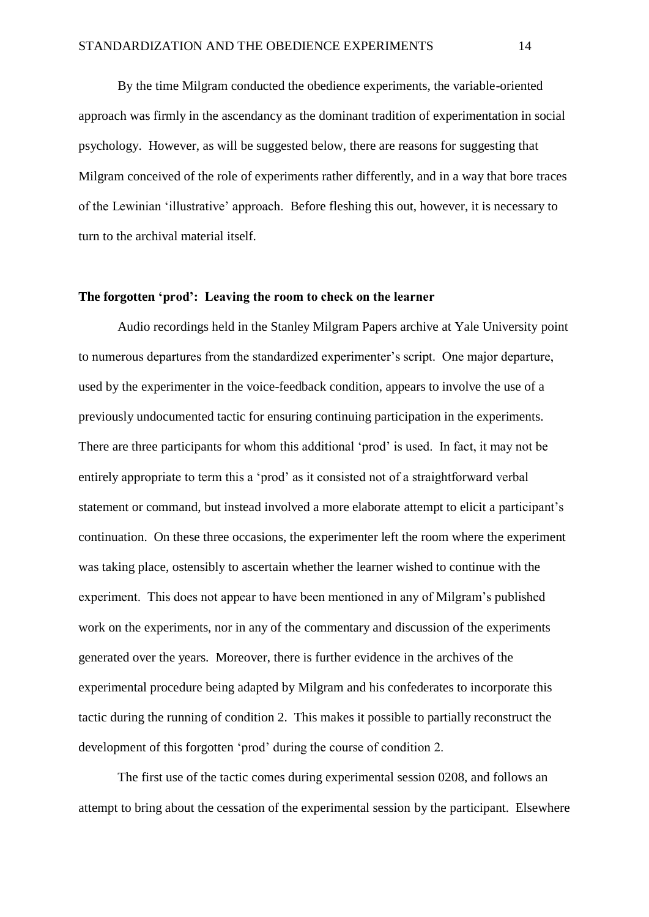By the time Milgram conducted the obedience experiments, the variable-oriented approach was firmly in the ascendancy as the dominant tradition of experimentation in social psychology. However, as will be suggested below, there are reasons for suggesting that Milgram conceived of the role of experiments rather differently, and in a way that bore traces of the Lewinian 'illustrative' approach. Before fleshing this out, however, it is necessary to turn to the archival material itself.

**The forgotten 'prod': Leaving the room to check on the learner**

Audio recordings held in the Stanley Milgram Papers archive at Yale University point to numerous departures from the standardized experimenter's script. One major departure, used by the experimenter in the voice-feedback condition, appears to involve the use of a previously undocumented tactic for ensuring continuing participation in the experiments. There are three participants for whom this additional 'prod' is used. In fact, it may not be entirely appropriate to term this a 'prod' as it consisted not of a straightforward verbal statement or command, but instead involved a more elaborate attempt to elicit a participant's continuation. On these three occasions, the experimenter left the room where the experiment was taking place, ostensibly to ascertain whether the learner wished to continue with the experiment. This does not appear to have been mentioned in any of Milgram's published work on the experiments, nor in any of the commentary and discussion of the experiments generated over the years. Moreover, there is further evidence in the archives of the experimental procedure being adapted by Milgram and his confederates to incorporate this tactic during the running of condition 2. This makes it possible to partially reconstruct the development of this forgotten 'prod' during the course of condition 2.

The first use of the tactic comes during experimental session 0208, and follows an attempt to bring about the cessation of the experimental session by the participant. Elsewhere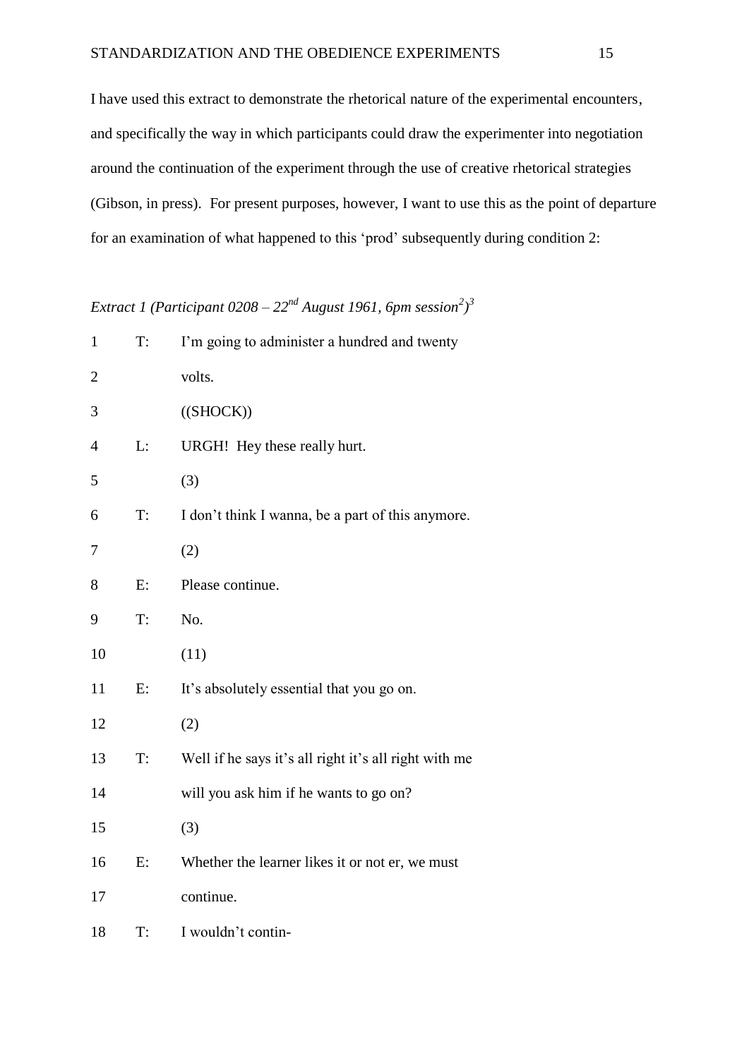I have used this extract to demonstrate the rhetorical nature of the experimental encounters, and specifically the way in which participants could draw the experimenter into negotiation around the continuation of the experiment through the use of creative rhetorical strategies (Gibson, in press). For present purposes, however, I want to use this as the point of departure for an examination of what happened to this 'prod' subsequently during condition 2:

*Extract 1 (Participant 0208 – 22nd August 1961, 6pm session[2])[3]*

```
1    T:   I'm going to administer a hundred and twenty
2         volts.
3         ((SHOCK))
4    L:   URGH!  Hey these really hurt.
5         (3)
6    T:   I don't think I wanna, be a part of this anymore.
7         (2)
8    E:   Please continue.
9    T:   No.
10        (11)
11   E:   It's absolutely essential that you go on.
12        (2)
13   T:   Well if he says it's all right it's all right with me
14        will you ask him if he wants to go on?
15        (3)
16   E:   Whether the learner likes it or not er, we must
17        continue.
18   T:   I wouldn't contin-
```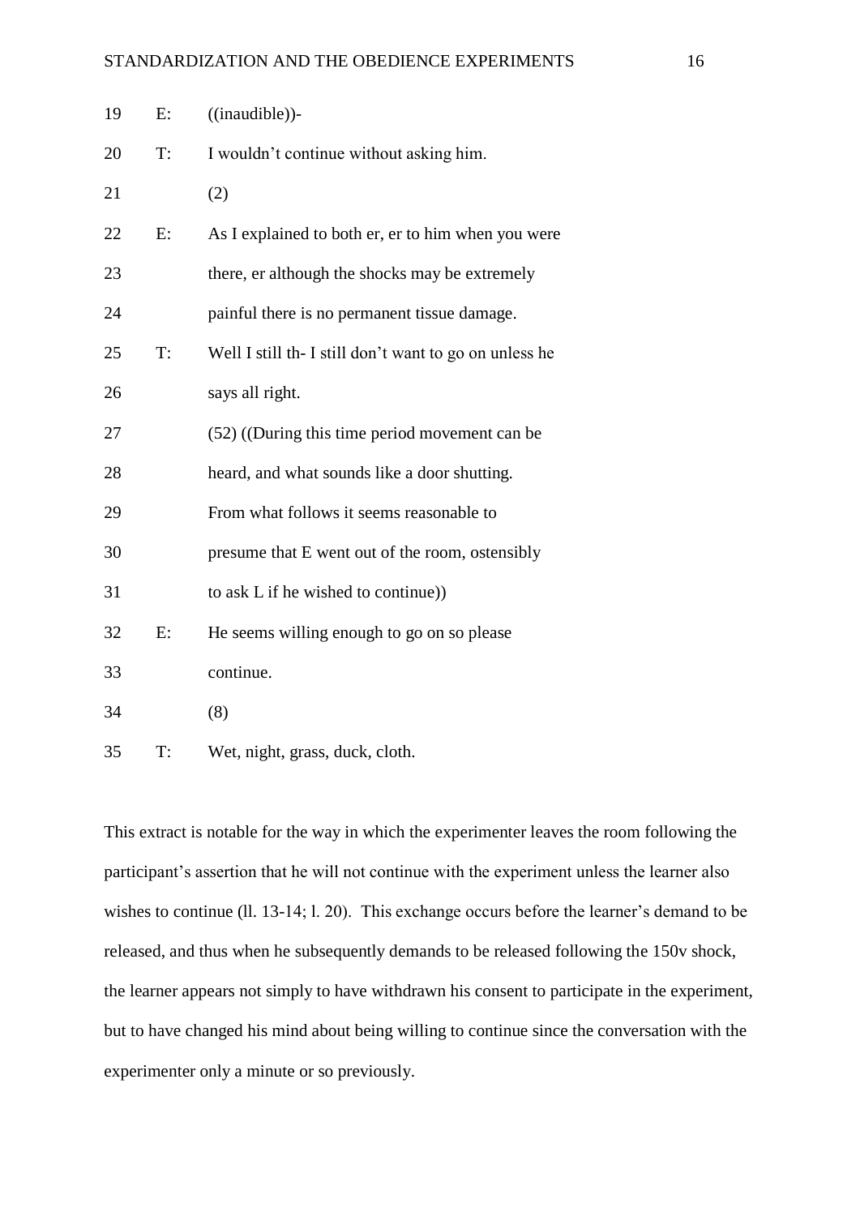19  E:  ((inaudible))-

20  T:  I wouldn't continue without asking him.

21      (2)

22  E:  As I explained to both er, er to him when you were

23      there, er although the shocks may be extremely

24      painful there is no permanent tissue damage.

25  T:  Well I still th- I still don't want to go on unless he

26      says all right.

27      (52) ((During this time period movement can be

28      heard, and what sounds like a door shutting.

29      From what follows it seems reasonable to

30      presume that E went out of the room, ostensibly

31      to ask L if he wished to continue))

32  E:  He seems willing enough to go on so please

33      continue.

34      (8)

35  T:  Wet, night, grass, duck, cloth.

This extract is notable for the way in which the experimenter leaves the room following the participant's assertion that he will not continue with the experiment unless the learner also wishes to continue (ll. 13-14; l. 20). This exchange occurs before the learner's demand to be released, and thus when he subsequently demands to be released following the 150v shock, the learner appears not simply to have withdrawn his consent to participate in the experiment, but to have changed his mind about being willing to continue since the conversation with the experimenter only a minute or so previously.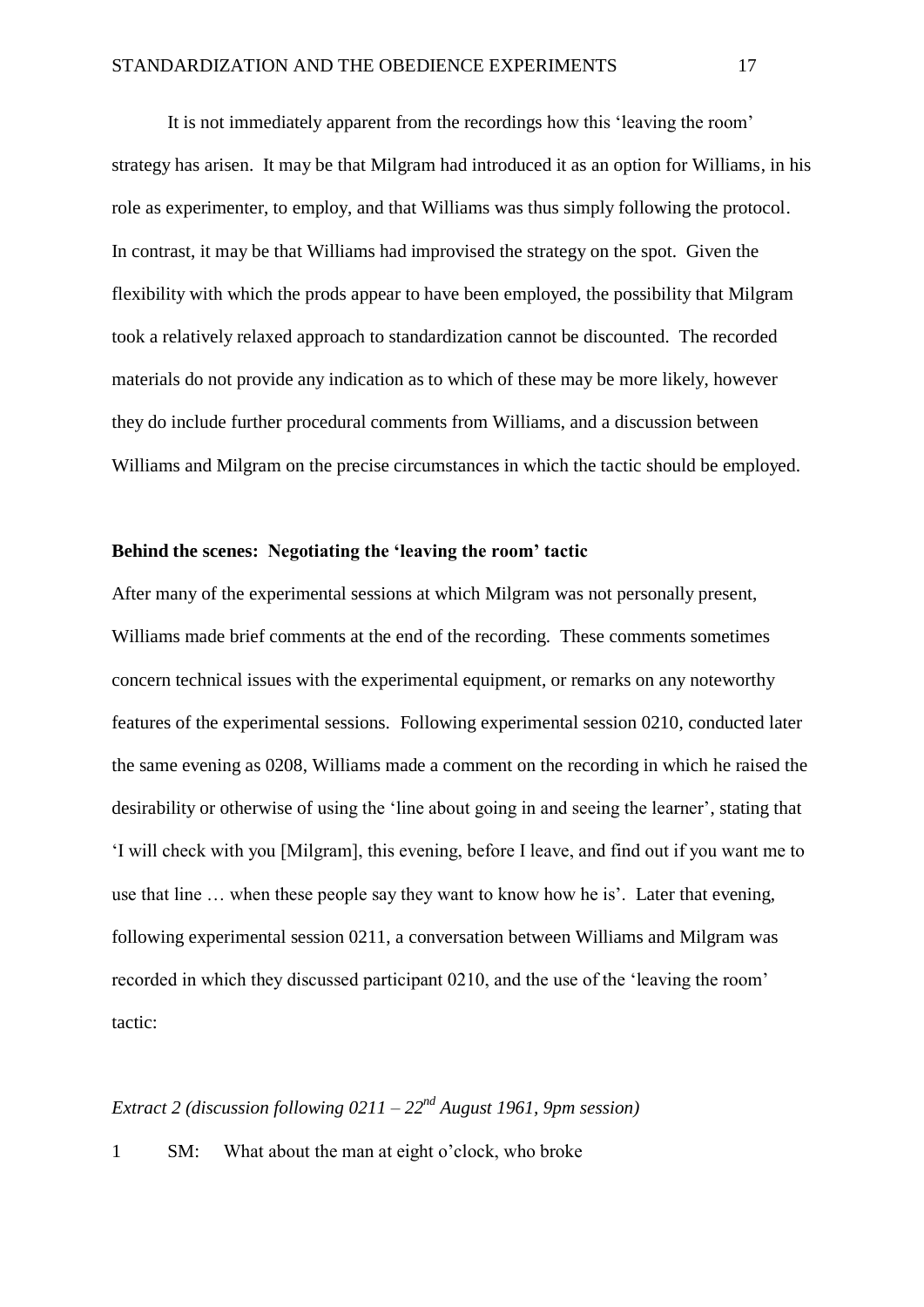It is not immediately apparent from the recordings how this 'leaving the room' strategy has arisen. It may be that Milgram had introduced it as an option for Williams, in his role as experimenter, to employ, and that Williams was thus simply following the protocol. In contrast, it may be that Williams had improvised the strategy on the spot. Given the flexibility with which the prods appear to have been employed, the possibility that Milgram took a relatively relaxed approach to standardization cannot be discounted. The recorded materials do not provide any indication as to which of these may be more likely, however they do include further procedural comments from Williams, and a discussion between Williams and Milgram on the precise circumstances in which the tactic should be employed.

**Behind the scenes: Negotiating the 'leaving the room' tactic**

After many of the experimental sessions at which Milgram was not personally present, Williams made brief comments at the end of the recording. These comments sometimes concern technical issues with the experimental equipment, or remarks on any noteworthy features of the experimental sessions. Following experimental session 0210, conducted later the same evening as 0208, Williams made a comment on the recording in which he raised the desirability or otherwise of using the 'line about going in and seeing the learner', stating that 'I will check with you [Milgram], this evening, before I leave, and find out if you want me to use that line … when these people say they want to know how he is'. Later that evening, following experimental session 0211, a conversation between Williams and Milgram was recorded in which they discussed participant 0210, and the use of the 'leaving the room' tactic:

*Extract 2 (discussion following 0211 – 22nd August 1961, 9pm session)*

1 SM: What about the man at eight o'clock, who broke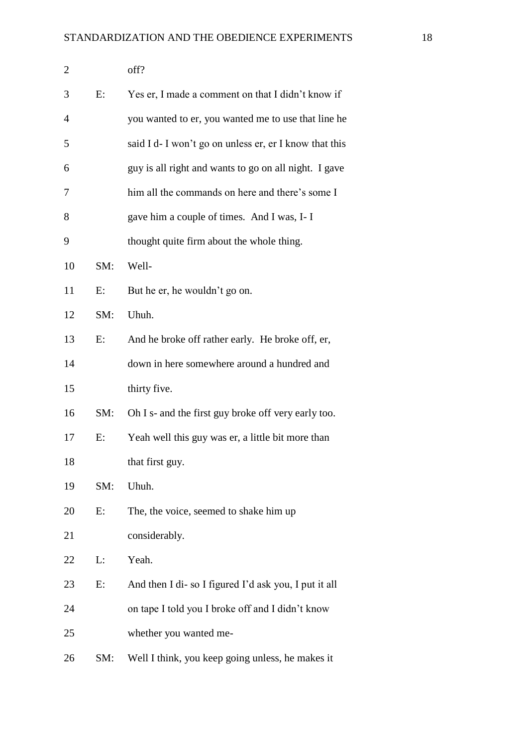| | | |
|---|---|---|
| 2 | | off? |
| 3 | E: | Yes er, I made a comment on that I didn't know if |
| 4 | | you wanted to er, you wanted me to use that line he |
| 5 | | said I d- I won't go on unless er, er I know that this |
| 6 | | guy is all right and wants to go on all night. I gave |
| 7 | | him all the commands on here and there's some I |
| 8 | | gave him a couple of times. And I was, I- I |
| 9 | | thought quite firm about the whole thing. |
| 10 | SM: | Well- |
| 11 | E: | But he er, he wouldn't go on. |
| 12 | SM: | Uhuh. |
| 13 | E: | And he broke off rather early. He broke off, er, |
| 14 | | down in here somewhere around a hundred and |
| 15 | | thirty five. |
| 16 | SM: | Oh I s- and the first guy broke off very early too. |
| 17 | E: | Yeah well this guy was er, a little bit more than |
| 18 | | that first guy. |
| 19 | SM: | Uhuh. |
| 20 | E: | The, the voice, seemed to shake him up |
| 21 | | considerably. |
| 22 | L: | Yeah. |
| 23 | E: | And then I di- so I figured I'd ask you, I put it all |
| 24 | | on tape I told you I broke off and I didn't know |
| 25 | | whether you wanted me- |
| 26 | SM: | Well I think, you keep going unless, he makes it |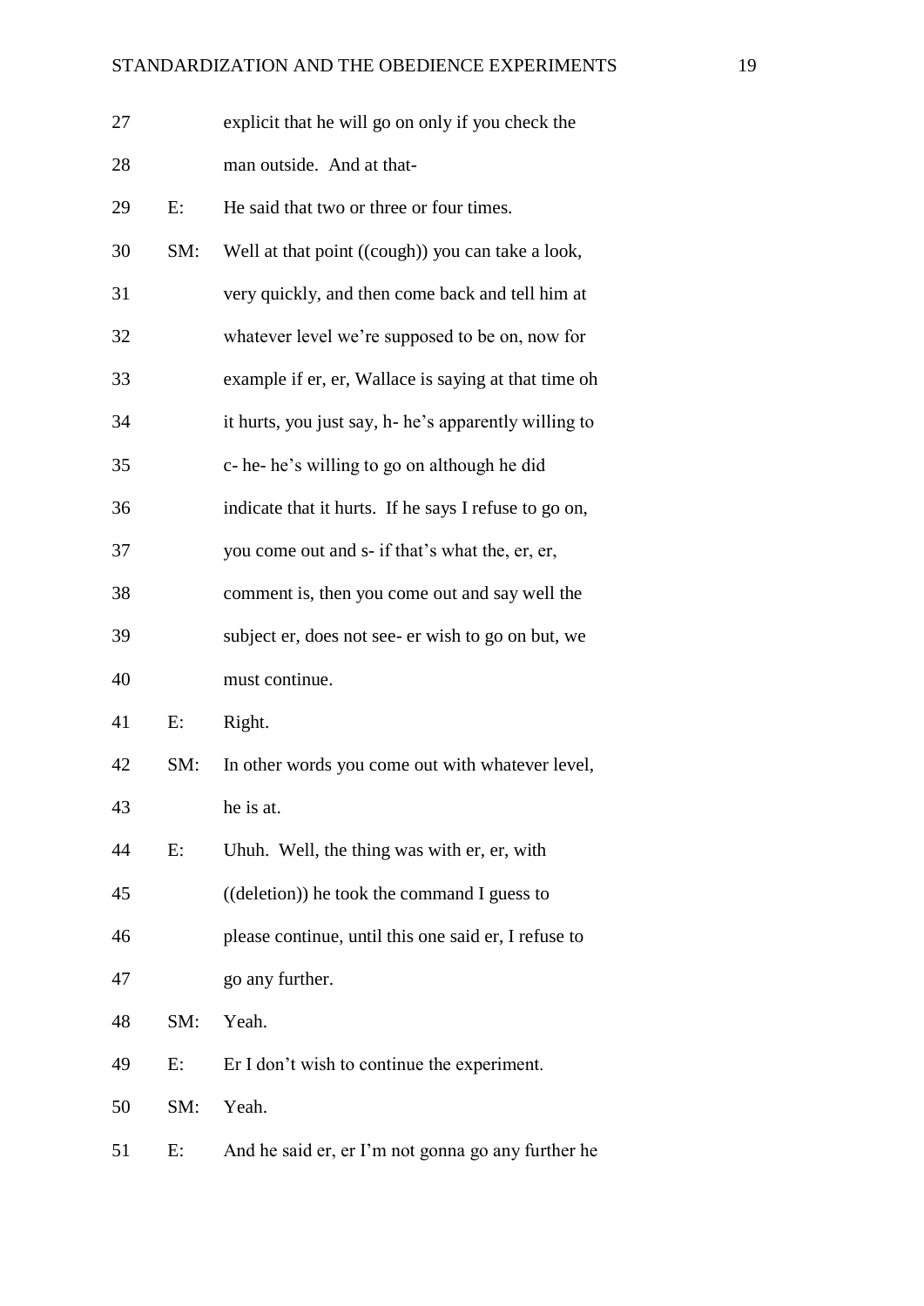27 explicit that he will go on only if you check the

28 man outside. And at that-

29 E: He said that two or three or four times.

30 SM: Well at that point ((cough)) you can take a look,

31 very quickly, and then come back and tell him at

32 whatever level we're supposed to be on, now for

33 example if er, er, Wallace is saying at that time oh

34 it hurts, you just say, h- he's apparently willing to

35 c- he- he's willing to go on although he did

36 indicate that it hurts. If he says I refuse to go on,

37 you come out and s- if that's what the, er, er,

38 comment is, then you come out and say well the

39 subject er, does not see- er wish to go on but, we

40 must continue.

41 E: Right.

42 SM: In other words you come out with whatever level,

43 he is at.

44 E: Uhuh. Well, the thing was with er, er, with

45 ((deletion)) he took the command I guess to

46 please continue, until this one said er, I refuse to

47 go any further.

48 SM: Yeah.

49 E: Er I don't wish to continue the experiment.

50 SM: Yeah.

51 E: And he said er, er I'm not gonna go any further he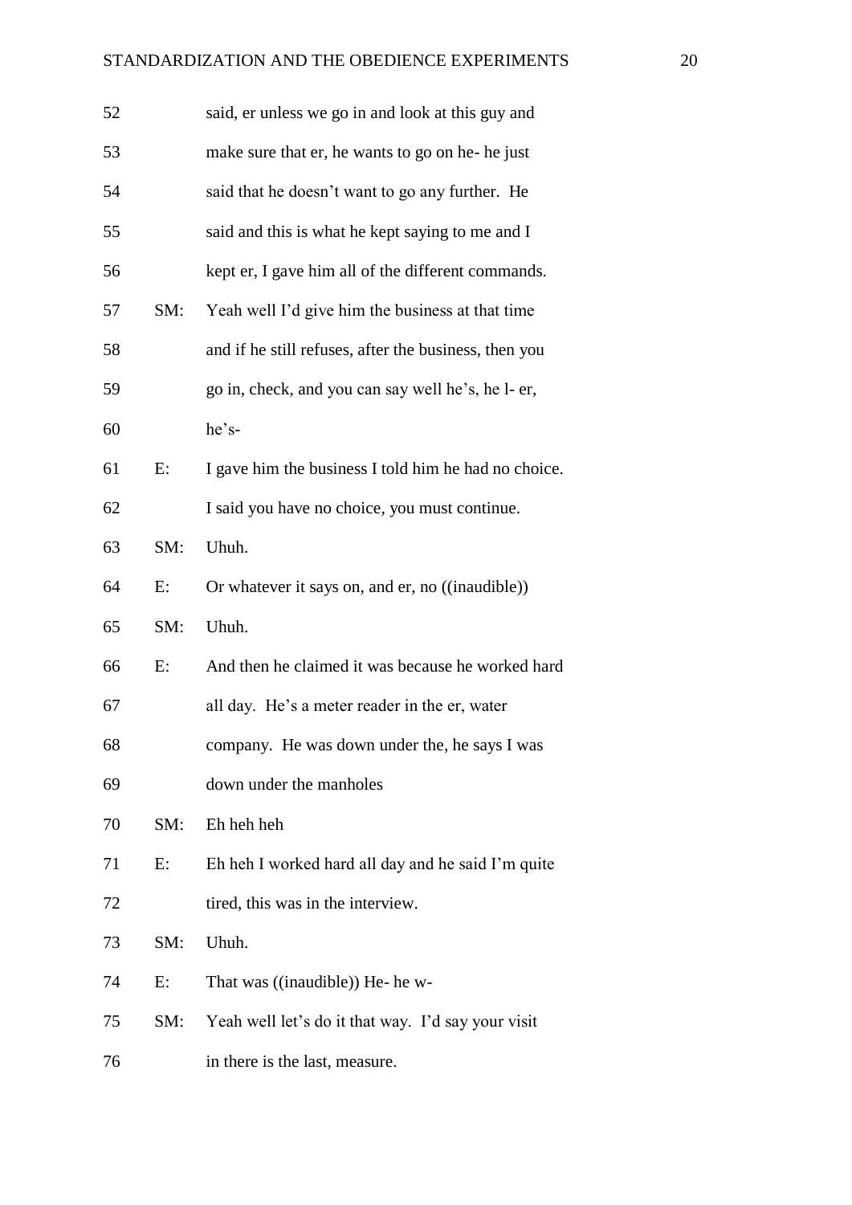52 said, er unless we go in and look at this guy and

53 make sure that er, he wants to go on he- he just

54 said that he doesn't want to go any further. He

55 said and this is what he kept saying to me and I

56 kept er, I gave him all of the different commands.

57 SM: Yeah well I'd give him the business at that time

58 and if he still refuses, after the business, then you

59 go in, check, and you can say well he's, he l- er,

60 he's-

61 E: I gave him the business I told him he had no choice.

62 I said you have no choice, you must continue.

63 SM: Uhuh.

64 E: Or whatever it says on, and er, no ((inaudible))

65 SM: Uhuh.

66 E: And then he claimed it was because he worked hard

67 all day. He's a meter reader in the er, water

68 company. He was down under the, he says I was

69 down under the manholes

70 SM: Eh heh heh

71 E: Eh heh I worked hard all day and he said I'm quite

72 tired, this was in the interview.

73 SM: Uhuh.

74 E: That was ((inaudible)) He- he w-

75 SM: Yeah well let's do it that way. I'd say your visit

76 in there is the last, measure.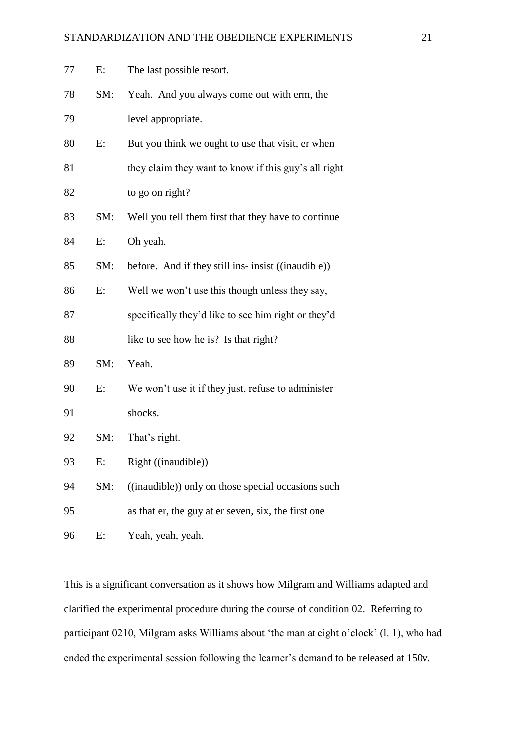| | | |
|---|---|---|
| 77 | E: | The last possible resort. |
| 78 | SM: | Yeah. And you always come out with erm, the |
| 79 | | level appropriate. |
| 80 | E: | But you think we ought to use that visit, er when |
| 81 | | they claim they want to know if this guy's all right |
| 82 | | to go on right? |
| 83 | SM: | Well you tell them first that they have to continue |
| 84 | E: | Oh yeah. |
| 85 | SM: | before. And if they still ins- insist ((inaudible)) |
| 86 | E: | Well we won't use this though unless they say, |
| 87 | | specifically they'd like to see him right or they'd |
| 88 | | like to see how he is? Is that right? |
| 89 | SM: | Yeah. |
| 90 | E: | We won't use it if they just, refuse to administer |
| 91 | | shocks. |
| 92 | SM: | That's right. |
| 93 | E: | Right ((inaudible)) |
| 94 | SM: | ((inaudible)) only on those special occasions such |
| 95 | | as that er, the guy at er seven, six, the first one |
| 96 | E: | Yeah, yeah, yeah. |

This is a significant conversation as it shows how Milgram and Williams adapted and clarified the experimental procedure during the course of condition 02. Referring to participant 0210, Milgram asks Williams about 'the man at eight o'clock' (l. 1), who had ended the experimental session following the learner's demand to be released at 150v.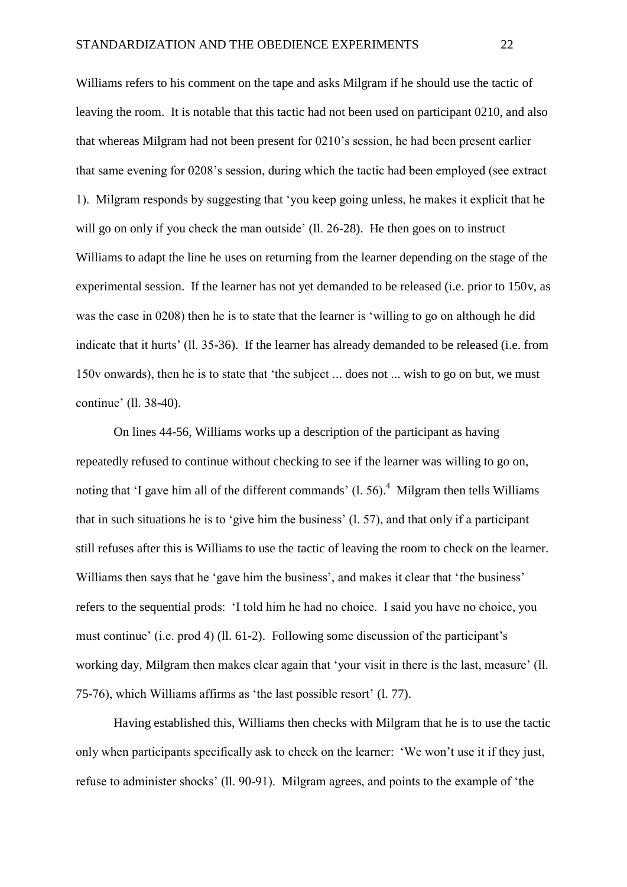Williams refers to his comment on the tape and asks Milgram if he should use the tactic of leaving the room. It is notable that this tactic had not been used on participant 0210, and also that whereas Milgram had not been present for 0210's session, he had been present earlier that same evening for 0208's session, during which the tactic had been employed (see extract 1). Milgram responds by suggesting that 'you keep going unless, he makes it explicit that he will go on only if you check the man outside' (ll. 26-28). He then goes on to instruct Williams to adapt the line he uses on returning from the learner depending on the stage of the experimental session. If the learner has not yet demanded to be released (i.e. prior to 150v, as was the case in 0208) then he is to state that the learner is 'willing to go on although he did indicate that it hurts' (ll. 35-36). If the learner has already demanded to be released (i.e. from 150v onwards), then he is to state that 'the subject ... does not ... wish to go on but, we must continue' (ll. 38-40).

On lines 44-56, Williams works up a description of the participant as having repeatedly refused to continue without checking to see if the learner was willing to go on, noting that 'I gave him all of the different commands' (l. 56).[4] Milgram then tells Williams that in such situations he is to 'give him the business' (l. 57), and that only if a participant still refuses after this is Williams to use the tactic of leaving the room to check on the learner. Williams then says that he 'gave him the business', and makes it clear that 'the business' refers to the sequential prods: 'I told him he had no choice. I said you have no choice, you must continue' (i.e. prod 4) (ll. 61-2). Following some discussion of the participant's working day, Milgram then makes clear again that 'your visit in there is the last, measure' (ll. 75-76), which Williams affirms as 'the last possible resort' (l. 77).

Having established this, Williams then checks with Milgram that he is to use the tactic only when participants specifically ask to check on the learner: 'We won't use it if they just, refuse to administer shocks' (ll. 90-91). Milgram agrees, and points to the example of 'the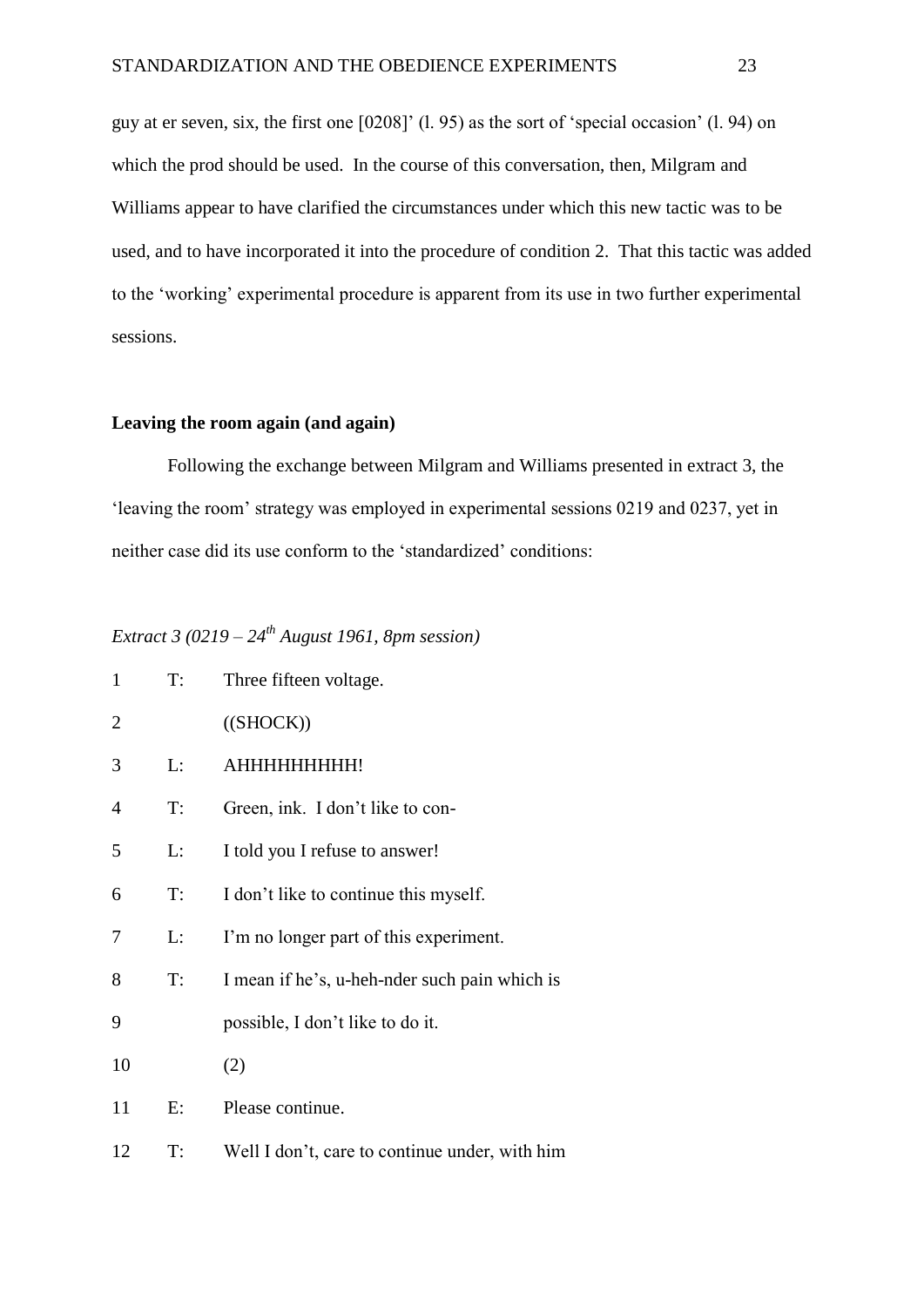guy at er seven, six, the first one [0208]' (l. 95) as the sort of 'special occasion' (l. 94) on which the prod should be used. In the course of this conversation, then, Milgram and Williams appear to have clarified the circumstances under which this new tactic was to be used, and to have incorporated it into the procedure of condition 2. That this tactic was added to the 'working' experimental procedure is apparent from its use in two further experimental sessions.

**Leaving the room again (and again)**

Following the exchange between Milgram and Williams presented in extract 3, the 'leaving the room' strategy was employed in experimental sessions 0219 and 0237, yet in neither case did its use conform to the 'standardized' conditions:

*Extract 3 (0219 – 24th August 1961, 8pm session)*

| | | |
|---|---|---|
| 1 | T: | Three fifteen voltage. |
| 2 | | ((SHOCK)) |
| 3 | L: | AHHHHHHHHH! |
| 4 | T: | Green, ink. I don't like to con- |
| 5 | L: | I told you I refuse to answer! |
| 6 | T: | I don't like to continue this myself. |
| 7 | L: | I'm no longer part of this experiment. |
| 8 | T: | I mean if he's, u-heh-nder such pain which is |
| 9 | | possible, I don't like to do it. |
| 10 | | (2) |
| 11 | E: | Please continue. |
| 12 | T: | Well I don't, care to continue under, with him |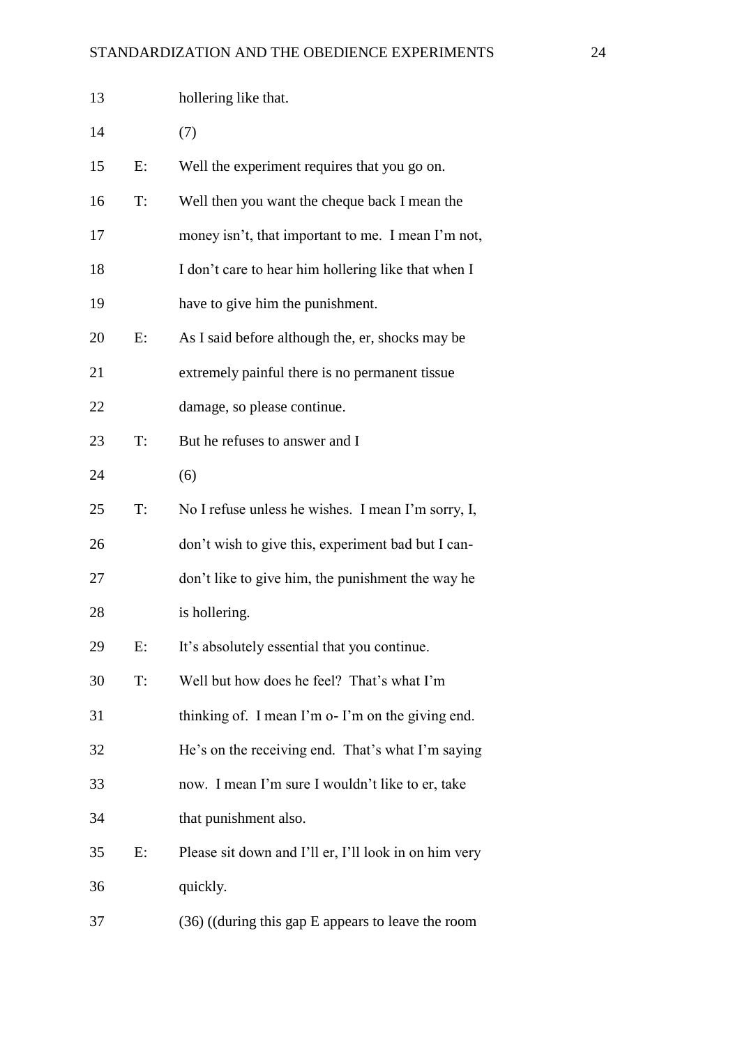13 hollering like that.

14 (7)

15 E: Well the experiment requires that you go on.

16 T: Well then you want the cheque back I mean the

17 money isn't, that important to me. I mean I'm not,

18 I don't care to hear him hollering like that when I

19 have to give him the punishment.

20 E: As I said before although the, er, shocks may be

21 extremely painful there is no permanent tissue

22 damage, so please continue.

23 T: But he refuses to answer and I

24 (6)

25 T: No I refuse unless he wishes. I mean I'm sorry, I,

26 don't wish to give this, experiment bad but I can-

27 don't like to give him, the punishment the way he

28 is hollering.

29 E: It's absolutely essential that you continue.

30 T: Well but how does he feel? That's what I'm

31 thinking of. I mean I'm o- I'm on the giving end.

32 He's on the receiving end. That's what I'm saying

33 now. I mean I'm sure I wouldn't like to er, take

34 that punishment also.

35 E: Please sit down and I'll er, I'll look in on him very

36 quickly.

37 (36) ((during this gap E appears to leave the room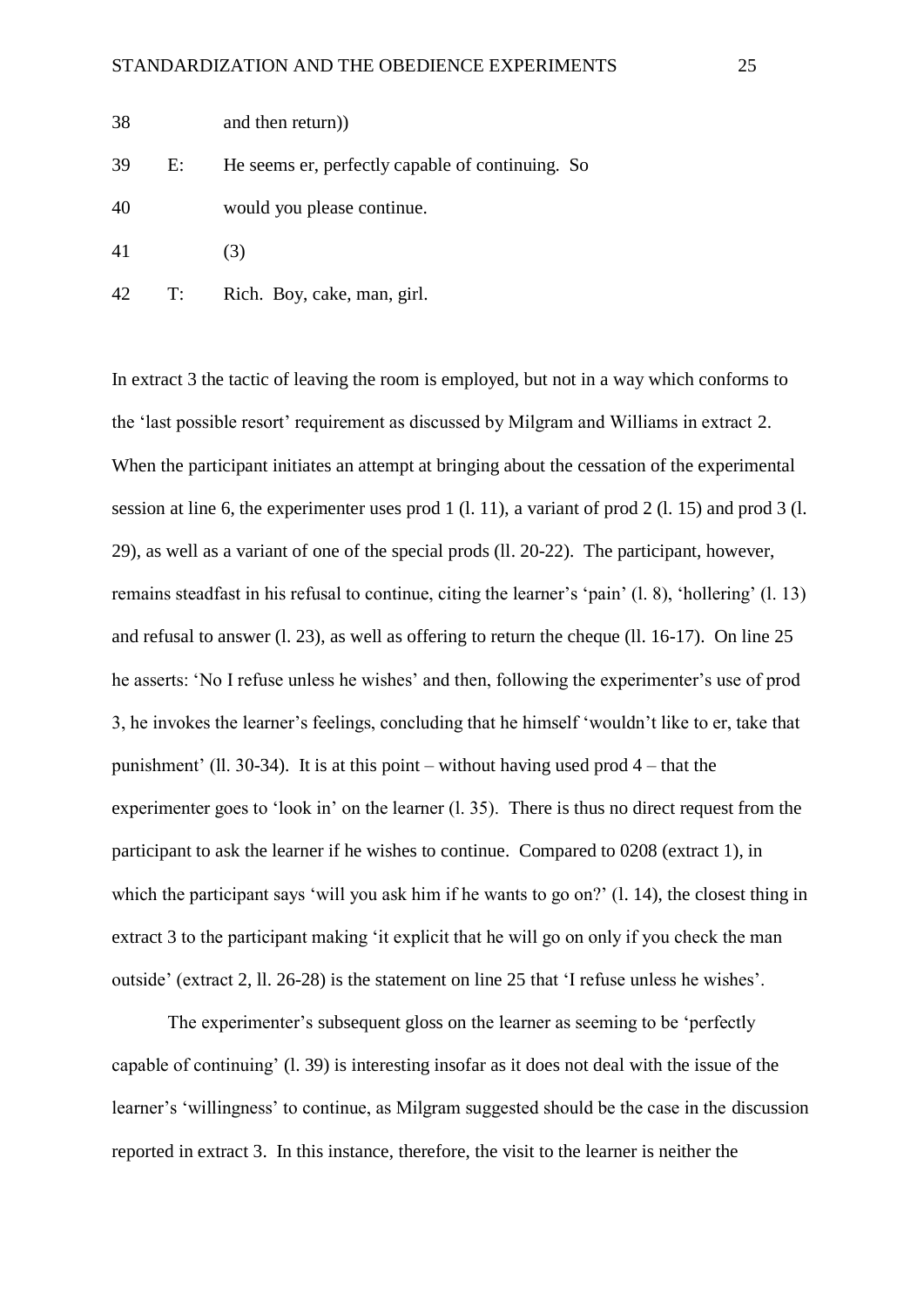38 and then return))

39 E: He seems er, perfectly capable of continuing. So

40 would you please continue.

41 (3)

42 T: Rich. Boy, cake, man, girl.

In extract 3 the tactic of leaving the room is employed, but not in a way which conforms to the 'last possible resort' requirement as discussed by Milgram and Williams in extract 2. When the participant initiates an attempt at bringing about the cessation of the experimental session at line 6, the experimenter uses prod 1 (l. 11), a variant of prod 2 (l. 15) and prod 3 (l. 29), as well as a variant of one of the special prods (ll. 20-22). The participant, however, remains steadfast in his refusal to continue, citing the learner's 'pain' (l. 8), 'hollering' (l. 13) and refusal to answer (l. 23), as well as offering to return the cheque (ll. 16-17). On line 25 he asserts: 'No I refuse unless he wishes' and then, following the experimenter's use of prod 3, he invokes the learner's feelings, concluding that he himself 'wouldn't like to er, take that punishment' (ll. 30-34). It is at this point – without having used prod 4 – that the experimenter goes to 'look in' on the learner (l. 35). There is thus no direct request from the participant to ask the learner if he wishes to continue. Compared to 0208 (extract 1), in which the participant says 'will you ask him if he wants to go on?' (l. 14), the closest thing in extract 3 to the participant making 'it explicit that he will go on only if you check the man outside' (extract 2, ll. 26-28) is the statement on line 25 that 'I refuse unless he wishes'.

The experimenter's subsequent gloss on the learner as seeming to be 'perfectly capable of continuing' (l. 39) is interesting insofar as it does not deal with the issue of the learner's 'willingness' to continue, as Milgram suggested should be the case in the discussion reported in extract 3. In this instance, therefore, the visit to the learner is neither the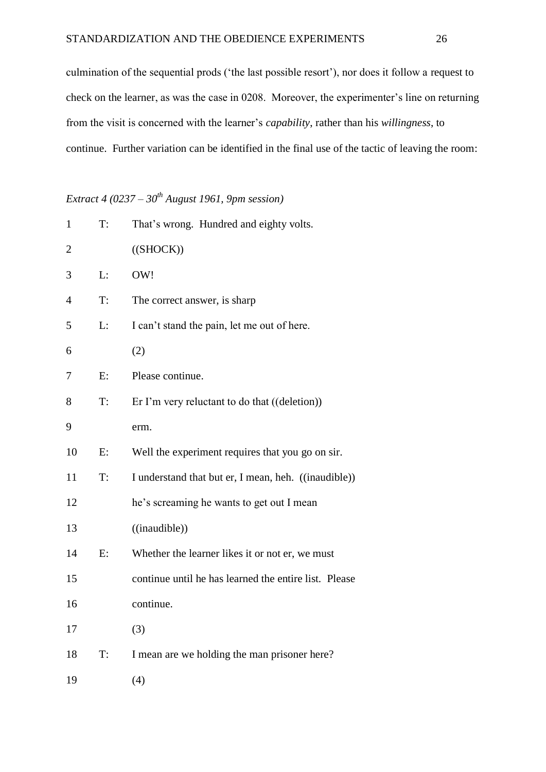culmination of the sequential prods (‘the last possible resort’), nor does it follow a request to check on the learner, as was the case in 0208. Moreover, the experimenter’s line on returning from the visit is concerned with the learner’s *capability*, rather than his *willingness*, to continue. Further variation can be identified in the final use of the tactic of leaving the room:

*Extract 4 (0237 – 30th August 1961, 9pm session)*

```
1    T:   That’s wrong.  Hundred and eighty volts.
2         ((SHOCK))
3    L:   OW!
4    T:   The correct answer, is sharp
5    L:   I can’t stand the pain, let me out of here.
6         (2)
7    E:   Please continue.
8    T:   Er I’m very reluctant to do that ((deletion))
9         erm.
10   E:   Well the experiment requires that you go on sir.
11   T:   I understand that but er, I mean, heh.  ((inaudible))
12        he’s screaming he wants to get out I mean
13        ((inaudible))
14   E:   Whether the learner likes it or not er, we must
15        continue until he has learned the entire list.  Please
16        continue.
17        (3)
18   T:   I mean are we holding the man prisoner here?
19        (4)
```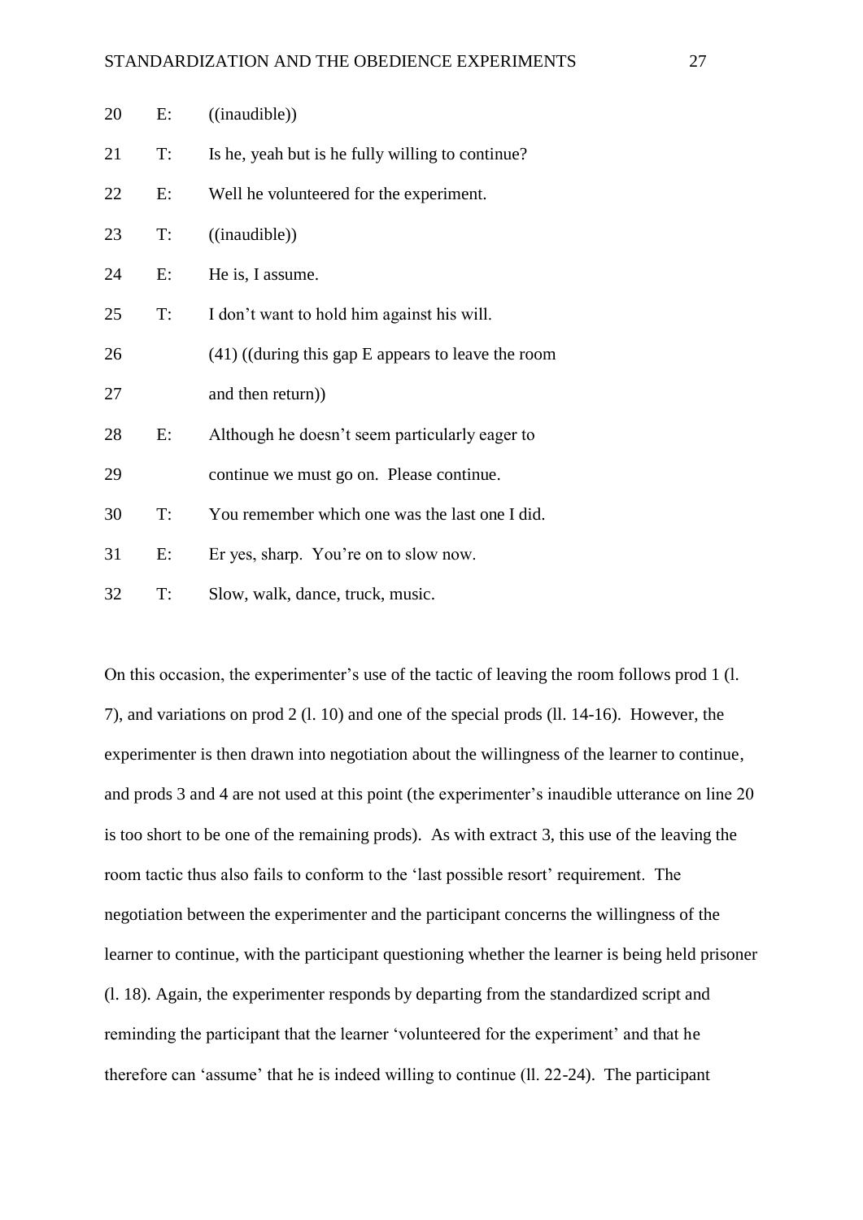20 E: ((inaudible))

21 T: Is he, yeah but is he fully willing to continue?

22 E: Well he volunteered for the experiment.

23 T: ((inaudible))

24 E: He is, I assume.

25 T: I don't want to hold him against his will.

26 (41) ((during this gap E appears to leave the room

27 and then return))

28 E: Although he doesn't seem particularly eager to

29 continue we must go on. Please continue.

30 T: You remember which one was the last one I did.

31 E: Er yes, sharp. You're on to slow now.

32 T: Slow, walk, dance, truck, music.

On this occasion, the experimenter's use of the tactic of leaving the room follows prod 1 (l. 7), and variations on prod 2 (l. 10) and one of the special prods (ll. 14-16). However, the experimenter is then drawn into negotiation about the willingness of the learner to continue, and prods 3 and 4 are not used at this point (the experimenter's inaudible utterance on line 20 is too short to be one of the remaining prods). As with extract 3, this use of the leaving the room tactic thus also fails to conform to the 'last possible resort' requirement. The negotiation between the experimenter and the participant concerns the willingness of the learner to continue, with the participant questioning whether the learner is being held prisoner (l. 18). Again, the experimenter responds by departing from the standardized script and reminding the participant that the learner 'volunteered for the experiment' and that he therefore can 'assume' that he is indeed willing to continue (ll. 22-24). The participant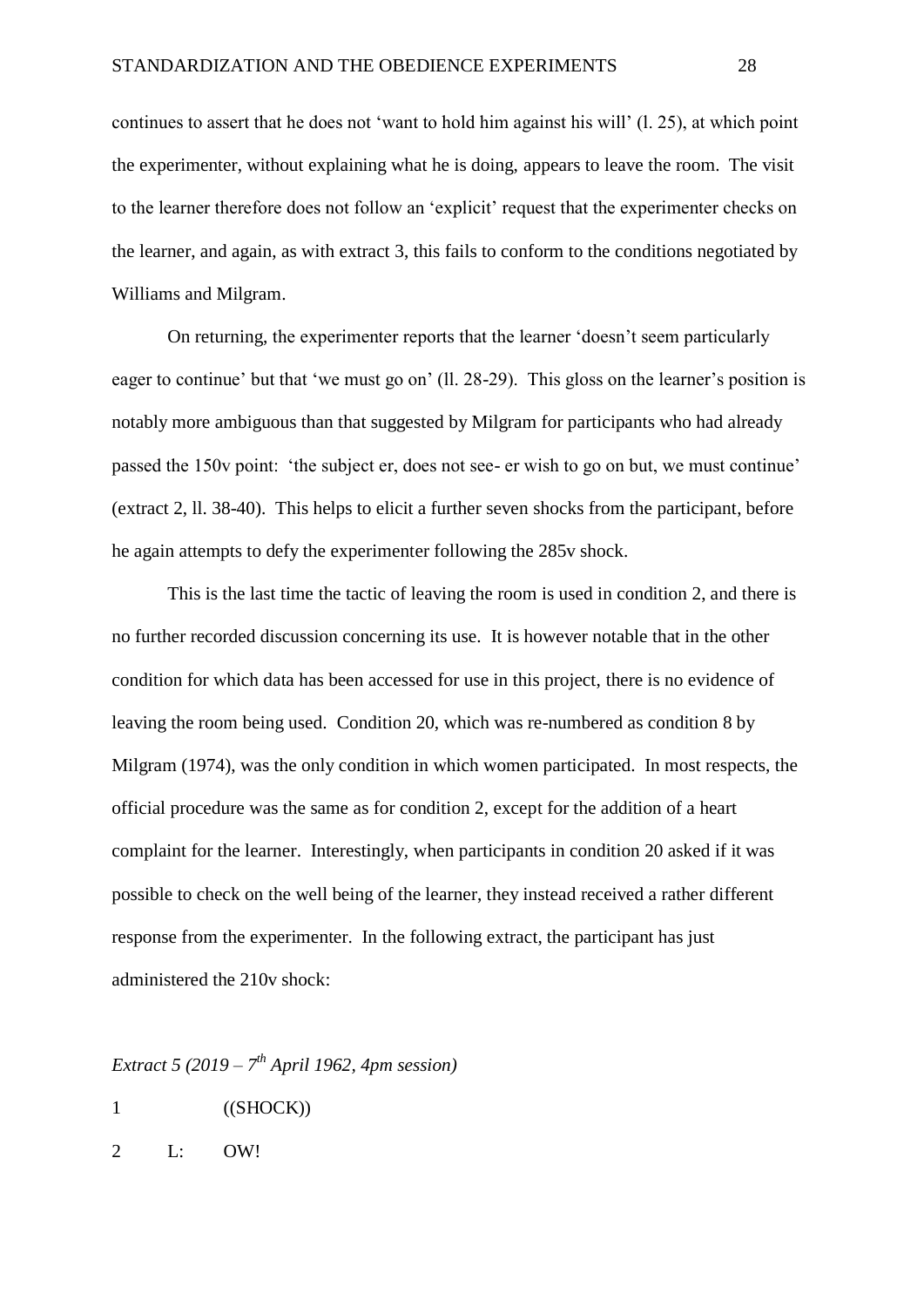continues to assert that he does not 'want to hold him against his will' (l. 25), at which point the experimenter, without explaining what he is doing, appears to leave the room. The visit to the learner therefore does not follow an 'explicit' request that the experimenter checks on the learner, and again, as with extract 3, this fails to conform to the conditions negotiated by Williams and Milgram.

On returning, the experimenter reports that the learner 'doesn't seem particularly eager to continue' but that 'we must go on' (ll. 28-29). This gloss on the learner's position is notably more ambiguous than that suggested by Milgram for participants who had already passed the 150v point: 'the subject er, does not see- er wish to go on but, we must continue' (extract 2, ll. 38-40). This helps to elicit a further seven shocks from the participant, before he again attempts to defy the experimenter following the 285v shock.

This is the last time the tactic of leaving the room is used in condition 2, and there is no further recorded discussion concerning its use. It is however notable that in the other condition for which data has been accessed for use in this project, there is no evidence of leaving the room being used. Condition 20, which was re-numbered as condition 8 by Milgram (1974), was the only condition in which women participated. In most respects, the official procedure was the same as for condition 2, except for the addition of a heart complaint for the learner. Interestingly, when participants in condition 20 asked if it was possible to check on the well being of the learner, they instead received a rather different response from the experimenter. In the following extract, the participant has just administered the 210v shock:

*Extract 5 (2019 – 7th April 1962, 4pm session)*

1 ((SHOCK))

2 L: OW!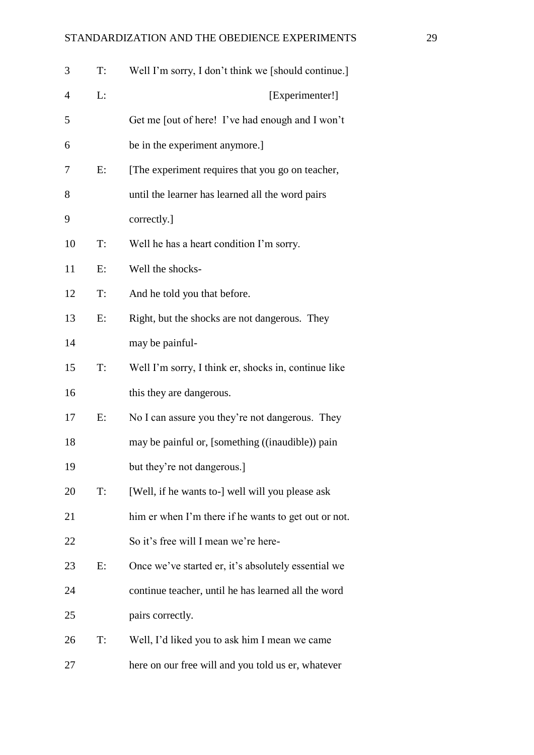```
3   T:  Well I'm sorry, I don't think we [should continue.]
4   L:                                   [Experimenter!]
5       Get me [out of here!  I've had enough and I won't
6       be in the experiment anymore.]
7   E:  [The experiment requires that you go on teacher,
8       until the learner has learned all the word pairs
9       correctly.]
10  T:  Well he has a heart condition I'm sorry.
11  E:  Well the shocks-
12  T:  And he told you that before.
13  E:  Right, but the shocks are not dangerous.  They
14      may be painful-
15  T:  Well I'm sorry, I think er, shocks in, continue like
16      this they are dangerous.
17  E:  No I can assure you they're not dangerous.  They
18      may be painful or, [something ((inaudible)) pain
19      but they're not dangerous.]
20  T:  [Well, if he wants to-] well will you please ask
21      him er when I'm there if he wants to get out or not.
22      So it's free will I mean we're here-
23  E:  Once we've started er, it's absolutely essential we
24      continue teacher, until he has learned all the word
25      pairs correctly.
26  T:  Well, I'd liked you to ask him I mean we came
27      here on our free will and you told us er, whatever
```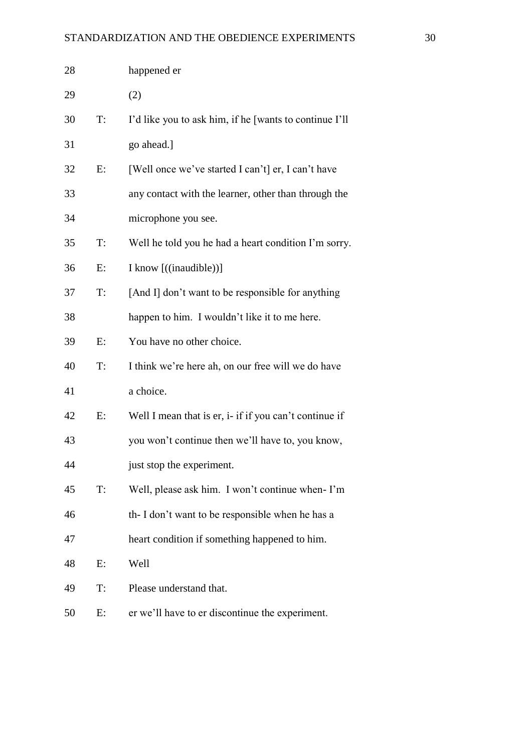28 happened er

29 (2)

30 T: I'd like you to ask him, if he [wants to continue I'll

31 go ahead.]

32 E: [Well once we've started I can't] er, I can't have

33 any contact with the learner, other than through the

34 microphone you see.

35 T: Well he told you he had a heart condition I'm sorry.

36 E: I know [((inaudible))]

37 T: [And I] don't want to be responsible for anything

38 happen to him. I wouldn't like it to me here.

39 E: You have no other choice.

40 T: I think we're here ah, on our free will we do have

41 a choice.

42 E: Well I mean that is er, i- if if you can't continue if

43 you won't continue then we'll have to, you know,

44 just stop the experiment.

45 T: Well, please ask him. I won't continue when- I'm

46 th- I don't want to be responsible when he has a

47 heart condition if something happened to him.

48 E: Well

49 T: Please understand that.

50 E: er we'll have to er discontinue the experiment.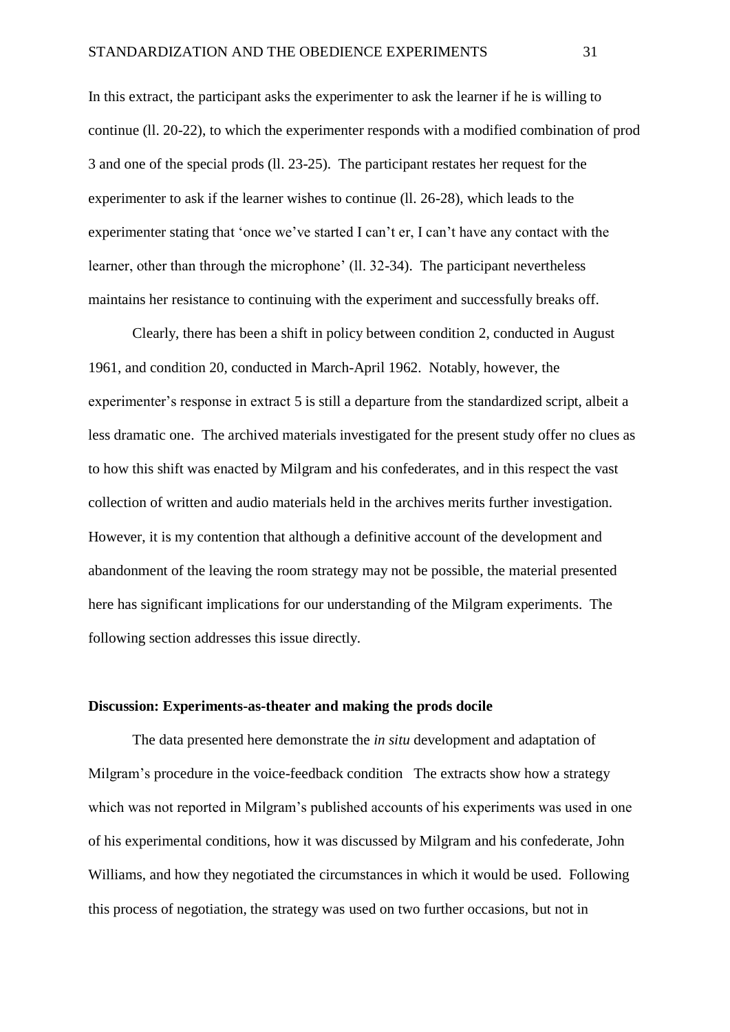In this extract, the participant asks the experimenter to ask the learner if he is willing to continue (ll. 20-22), to which the experimenter responds with a modified combination of prod 3 and one of the special prods (ll. 23-25). The participant restates her request for the experimenter to ask if the learner wishes to continue (ll. 26-28), which leads to the experimenter stating that 'once we've started I can't er, I can't have any contact with the learner, other than through the microphone' (ll. 32-34). The participant nevertheless maintains her resistance to continuing with the experiment and successfully breaks off.

Clearly, there has been a shift in policy between condition 2, conducted in August 1961, and condition 20, conducted in March-April 1962. Notably, however, the experimenter's response in extract 5 is still a departure from the standardized script, albeit a less dramatic one. The archived materials investigated for the present study offer no clues as to how this shift was enacted by Milgram and his confederates, and in this respect the vast collection of written and audio materials held in the archives merits further investigation. However, it is my contention that although a definitive account of the development and abandonment of the leaving the room strategy may not be possible, the material presented here has significant implications for our understanding of the Milgram experiments. The following section addresses this issue directly.

## Discussion: Experiments-as-theater and making the prods docile

The data presented here demonstrate the *in situ* development and adaptation of Milgram's procedure in the voice-feedback condition The extracts show how a strategy which was not reported in Milgram's published accounts of his experiments was used in one of his experimental conditions, how it was discussed by Milgram and his confederate, John Williams, and how they negotiated the circumstances in which it would be used. Following this process of negotiation, the strategy was used on two further occasions, but not in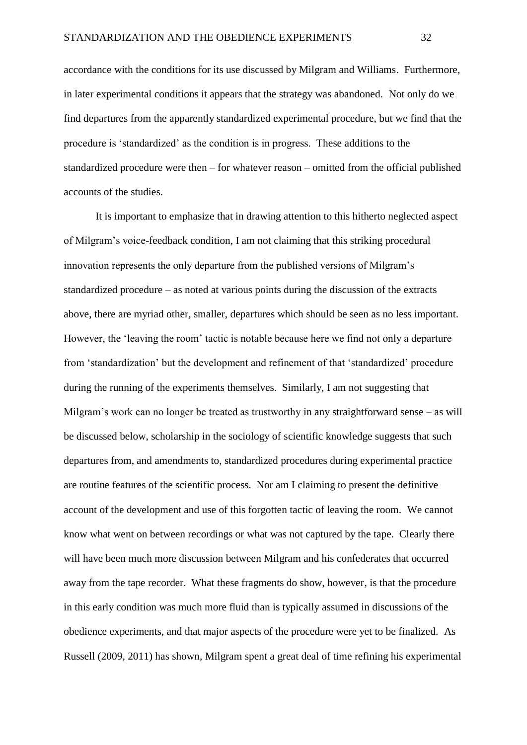accordance with the conditions for its use discussed by Milgram and Williams. Furthermore, in later experimental conditions it appears that the strategy was abandoned. Not only do we find departures from the apparently standardized experimental procedure, but we find that the procedure is 'standardized' as the condition is in progress. These additions to the standardized procedure were then – for whatever reason – omitted from the official published accounts of the studies.

It is important to emphasize that in drawing attention to this hitherto neglected aspect of Milgram's voice-feedback condition, I am not claiming that this striking procedural innovation represents the only departure from the published versions of Milgram's standardized procedure – as noted at various points during the discussion of the extracts above, there are myriad other, smaller, departures which should be seen as no less important. However, the 'leaving the room' tactic is notable because here we find not only a departure from 'standardization' but the development and refinement of that 'standardized' procedure during the running of the experiments themselves. Similarly, I am not suggesting that Milgram's work can no longer be treated as trustworthy in any straightforward sense – as will be discussed below, scholarship in the sociology of scientific knowledge suggests that such departures from, and amendments to, standardized procedures during experimental practice are routine features of the scientific process. Nor am I claiming to present the definitive account of the development and use of this forgotten tactic of leaving the room. We cannot know what went on between recordings or what was not captured by the tape. Clearly there will have been much more discussion between Milgram and his confederates that occurred away from the tape recorder. What these fragments do show, however, is that the procedure in this early condition was much more fluid than is typically assumed in discussions of the obedience experiments, and that major aspects of the procedure were yet to be finalized. As Russell (2009, 2011) has shown, Milgram spent a great deal of time refining his experimental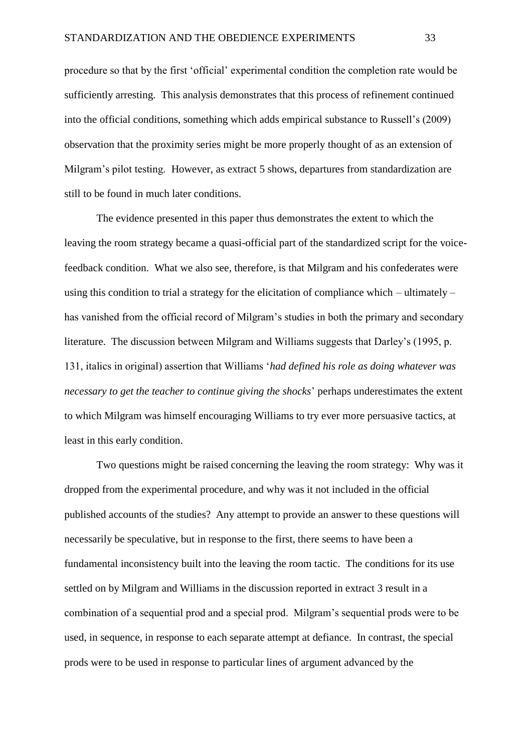procedure so that by the first 'official' experimental condition the completion rate would be sufficiently arresting. This analysis demonstrates that this process of refinement continued into the official conditions, something which adds empirical substance to Russell's (2009) observation that the proximity series might be more properly thought of as an extension of Milgram's pilot testing. However, as extract 5 shows, departures from standardization are still to be found in much later conditions.

The evidence presented in this paper thus demonstrates the extent to which the leaving the room strategy became a quasi-official part of the standardized script for the voice-feedback condition. What we also see, therefore, is that Milgram and his confederates were using this condition to trial a strategy for the elicitation of compliance which – ultimately – has vanished from the official record of Milgram's studies in both the primary and secondary literature. The discussion between Milgram and Williams suggests that Darley's (1995, p. 131, italics in original) assertion that Williams '*had defined his role as doing whatever was necessary to get the teacher to continue giving the shocks*' perhaps underestimates the extent to which Milgram was himself encouraging Williams to try ever more persuasive tactics, at least in this early condition.

Two questions might be raised concerning the leaving the room strategy: Why was it dropped from the experimental procedure, and why was it not included in the official published accounts of the studies? Any attempt to provide an answer to these questions will necessarily be speculative, but in response to the first, there seems to have been a fundamental inconsistency built into the leaving the room tactic. The conditions for its use settled on by Milgram and Williams in the discussion reported in extract 3 result in a combination of a sequential prod and a special prod. Milgram's sequential prods were to be used, in sequence, in response to each separate attempt at defiance. In contrast, the special prods were to be used in response to particular lines of argument advanced by the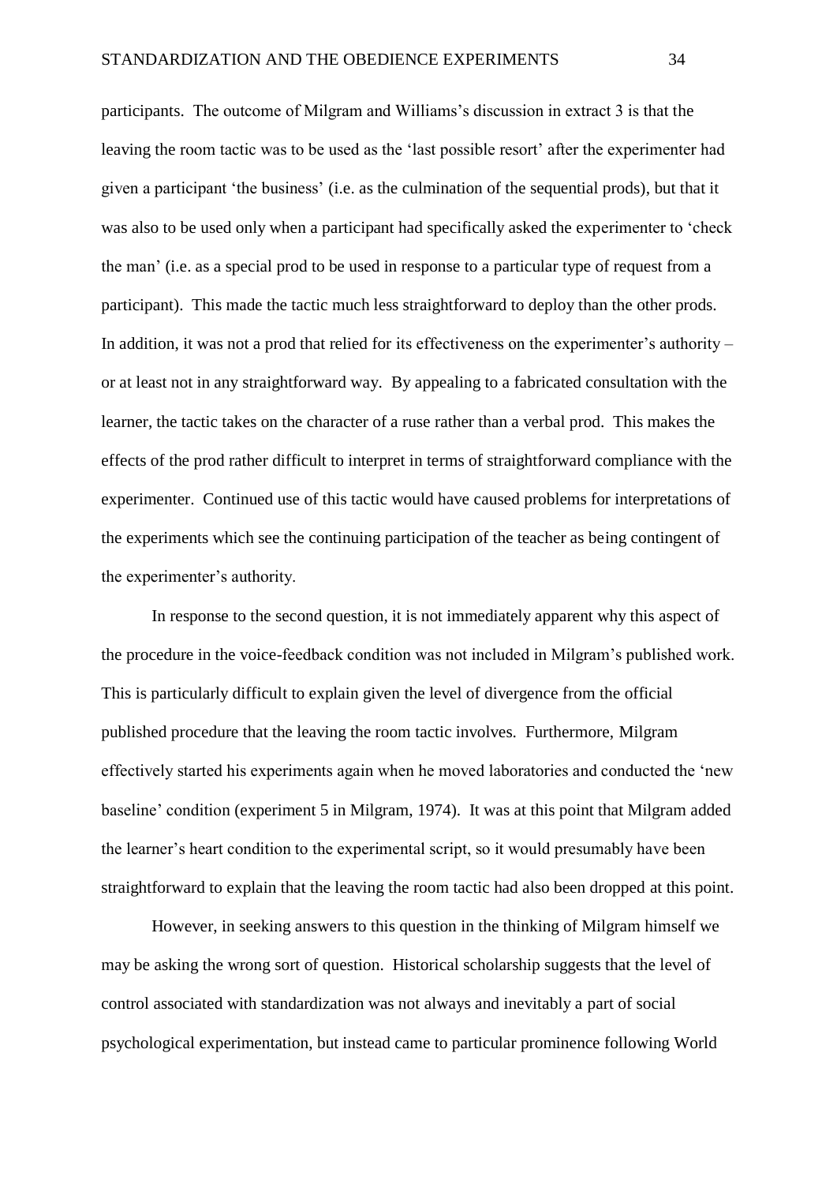participants. The outcome of Milgram and Williams's discussion in extract 3 is that the leaving the room tactic was to be used as the 'last possible resort' after the experimenter had given a participant 'the business' (i.e. as the culmination of the sequential prods), but that it was also to be used only when a participant had specifically asked the experimenter to 'check the man' (i.e. as a special prod to be used in response to a particular type of request from a participant). This made the tactic much less straightforward to deploy than the other prods. In addition, it was not a prod that relied for its effectiveness on the experimenter's authority – or at least not in any straightforward way. By appealing to a fabricated consultation with the learner, the tactic takes on the character of a ruse rather than a verbal prod. This makes the effects of the prod rather difficult to interpret in terms of straightforward compliance with the experimenter. Continued use of this tactic would have caused problems for interpretations of the experiments which see the continuing participation of the teacher as being contingent of the experimenter's authority.

In response to the second question, it is not immediately apparent why this aspect of the procedure in the voice-feedback condition was not included in Milgram's published work. This is particularly difficult to explain given the level of divergence from the official published procedure that the leaving the room tactic involves. Furthermore, Milgram effectively started his experiments again when he moved laboratories and conducted the 'new baseline' condition (experiment 5 in Milgram, 1974). It was at this point that Milgram added the learner's heart condition to the experimental script, so it would presumably have been straightforward to explain that the leaving the room tactic had also been dropped at this point.

However, in seeking answers to this question in the thinking of Milgram himself we may be asking the wrong sort of question. Historical scholarship suggests that the level of control associated with standardization was not always and inevitably a part of social psychological experimentation, but instead came to particular prominence following World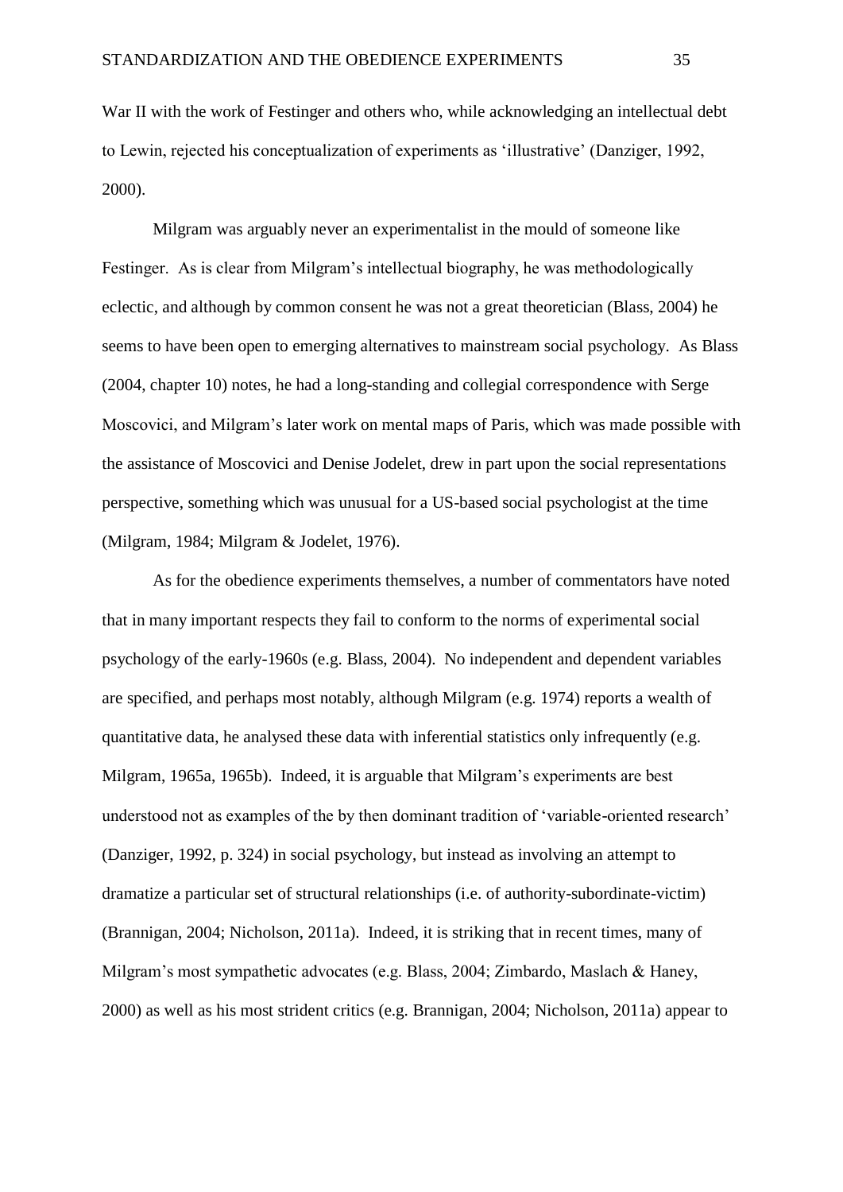War II with the work of Festinger and others who, while acknowledging an intellectual debt to Lewin, rejected his conceptualization of experiments as 'illustrative' (Danziger, 1992, 2000).

Milgram was arguably never an experimentalist in the mould of someone like Festinger. As is clear from Milgram's intellectual biography, he was methodologically eclectic, and although by common consent he was not a great theoretician (Blass, 2004) he seems to have been open to emerging alternatives to mainstream social psychology. As Blass (2004, chapter 10) notes, he had a long-standing and collegial correspondence with Serge Moscovici, and Milgram's later work on mental maps of Paris, which was made possible with the assistance of Moscovici and Denise Jodelet, drew in part upon the social representations perspective, something which was unusual for a US-based social psychologist at the time (Milgram, 1984; Milgram & Jodelet, 1976).

As for the obedience experiments themselves, a number of commentators have noted that in many important respects they fail to conform to the norms of experimental social psychology of the early-1960s (e.g. Blass, 2004). No independent and dependent variables are specified, and perhaps most notably, although Milgram (e.g. 1974) reports a wealth of quantitative data, he analysed these data with inferential statistics only infrequently (e.g. Milgram, 1965a, 1965b). Indeed, it is arguable that Milgram's experiments are best understood not as examples of the by then dominant tradition of 'variable-oriented research' (Danziger, 1992, p. 324) in social psychology, but instead as involving an attempt to dramatize a particular set of structural relationships (i.e. of authority-subordinate-victim) (Brannigan, 2004; Nicholson, 2011a). Indeed, it is striking that in recent times, many of Milgram's most sympathetic advocates (e.g. Blass, 2004; Zimbardo, Maslach & Haney, 2000) as well as his most strident critics (e.g. Brannigan, 2004; Nicholson, 2011a) appear to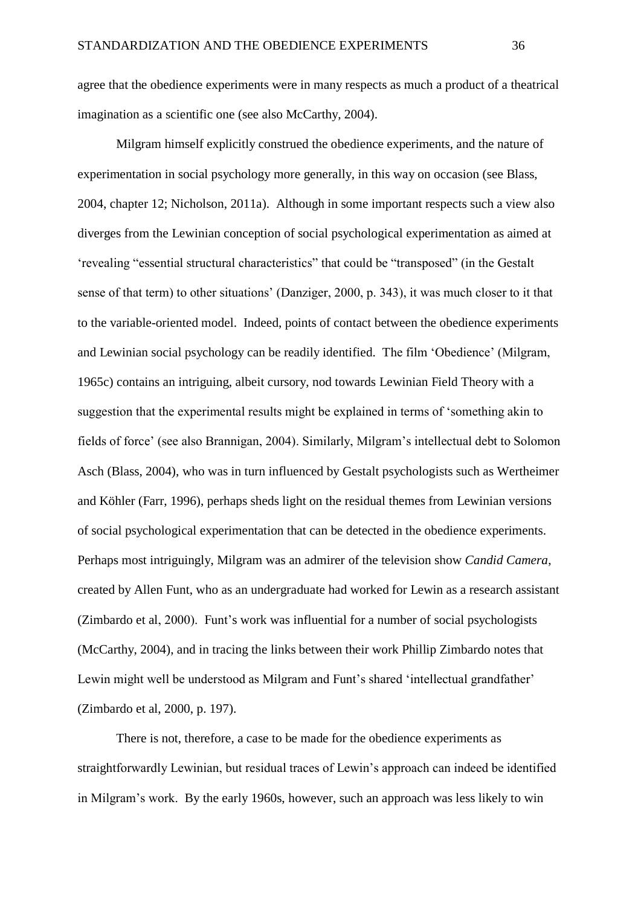agree that the obedience experiments were in many respects as much a product of a theatrical imagination as a scientific one (see also McCarthy, 2004).

Milgram himself explicitly construed the obedience experiments, and the nature of experimentation in social psychology more generally, in this way on occasion (see Blass, 2004, chapter 12; Nicholson, 2011a). Although in some important respects such a view also diverges from the Lewinian conception of social psychological experimentation as aimed at 'revealing "essential structural characteristics" that could be "transposed" (in the Gestalt sense of that term) to other situations' (Danziger, 2000, p. 343), it was much closer to it that to the variable-oriented model. Indeed, points of contact between the obedience experiments and Lewinian social psychology can be readily identified. The film 'Obedience' (Milgram, 1965c) contains an intriguing, albeit cursory, nod towards Lewinian Field Theory with a suggestion that the experimental results might be explained in terms of 'something akin to fields of force' (see also Brannigan, 2004). Similarly, Milgram's intellectual debt to Solomon Asch (Blass, 2004), who was in turn influenced by Gestalt psychologists such as Wertheimer and Köhler (Farr, 1996), perhaps sheds light on the residual themes from Lewinian versions of social psychological experimentation that can be detected in the obedience experiments. Perhaps most intriguingly, Milgram was an admirer of the television show *Candid Camera*, created by Allen Funt, who as an undergraduate had worked for Lewin as a research assistant (Zimbardo et al, 2000). Funt's work was influential for a number of social psychologists (McCarthy, 2004), and in tracing the links between their work Phillip Zimbardo notes that Lewin might well be understood as Milgram and Funt's shared 'intellectual grandfather' (Zimbardo et al, 2000, p. 197).

There is not, therefore, a case to be made for the obedience experiments as straightforwardly Lewinian, but residual traces of Lewin's approach can indeed be identified in Milgram's work. By the early 1960s, however, such an approach was less likely to win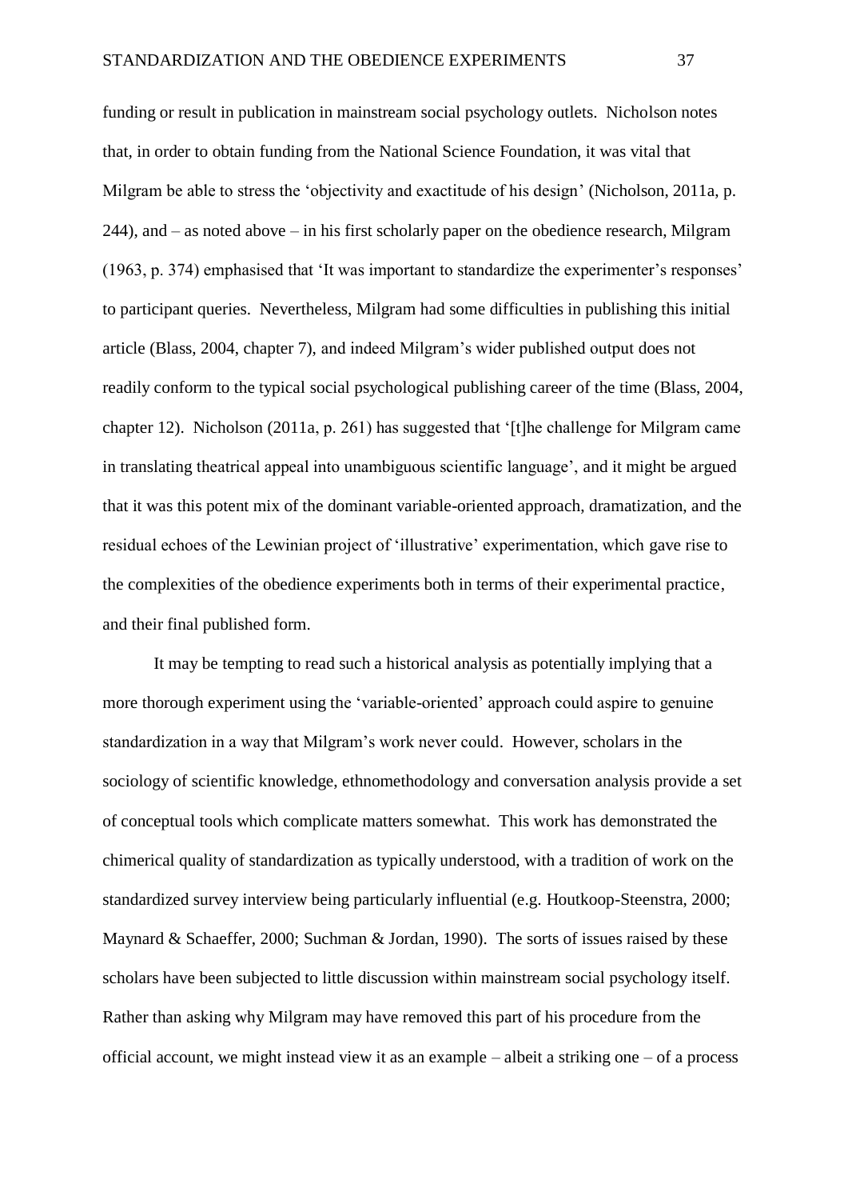funding or result in publication in mainstream social psychology outlets. Nicholson notes that, in order to obtain funding from the National Science Foundation, it was vital that Milgram be able to stress the 'objectivity and exactitude of his design' (Nicholson, 2011a, p. 244), and – as noted above – in his first scholarly paper on the obedience research, Milgram (1963, p. 374) emphasised that 'It was important to standardize the experimenter's responses' to participant queries. Nevertheless, Milgram had some difficulties in publishing this initial article (Blass, 2004, chapter 7), and indeed Milgram's wider published output does not readily conform to the typical social psychological publishing career of the time (Blass, 2004, chapter 12). Nicholson (2011a, p. 261) has suggested that '[t]he challenge for Milgram came in translating theatrical appeal into unambiguous scientific language', and it might be argued that it was this potent mix of the dominant variable-oriented approach, dramatization, and the residual echoes of the Lewinian project of 'illustrative' experimentation, which gave rise to the complexities of the obedience experiments both in terms of their experimental practice, and their final published form.

It may be tempting to read such a historical analysis as potentially implying that a more thorough experiment using the 'variable-oriented' approach could aspire to genuine standardization in a way that Milgram's work never could. However, scholars in the sociology of scientific knowledge, ethnomethodology and conversation analysis provide a set of conceptual tools which complicate matters somewhat. This work has demonstrated the chimerical quality of standardization as typically understood, with a tradition of work on the standardized survey interview being particularly influential (e.g. Houtkoop-Steenstra, 2000; Maynard & Schaeffer, 2000; Suchman & Jordan, 1990). The sorts of issues raised by these scholars have been subjected to little discussion within mainstream social psychology itself. Rather than asking why Milgram may have removed this part of his procedure from the official account, we might instead view it as an example – albeit a striking one – of a process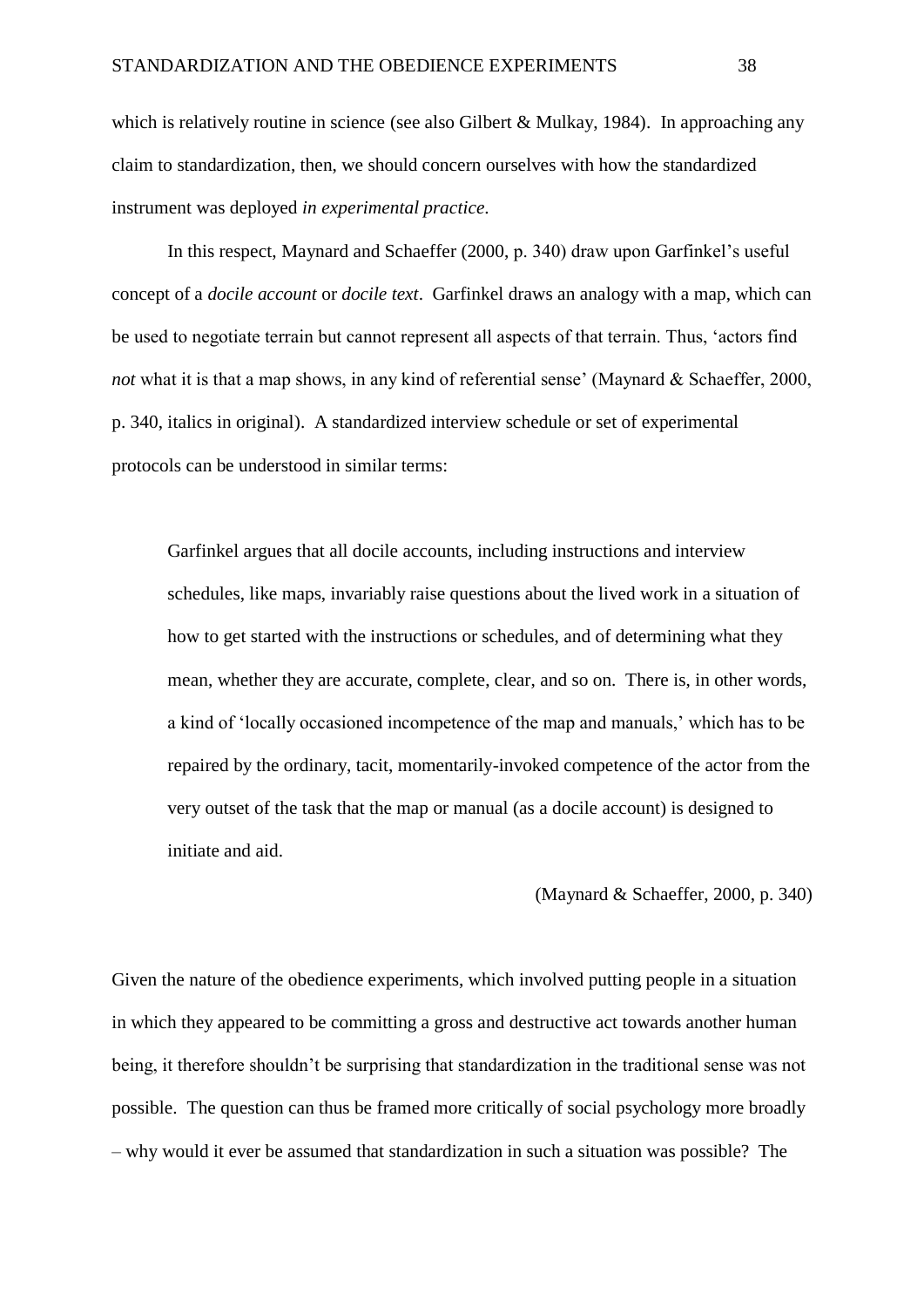which is relatively routine in science (see also Gilbert & Mulkay, 1984). In approaching any claim to standardization, then, we should concern ourselves with how the standardized instrument was deployed *in experimental practice*.

In this respect, Maynard and Schaeffer (2000, p. 340) draw upon Garfinkel's useful concept of a *docile account* or *docile text*. Garfinkel draws an analogy with a map, which can be used to negotiate terrain but cannot represent all aspects of that terrain. Thus, 'actors find *not* what it is that a map shows, in any kind of referential sense' (Maynard & Schaeffer, 2000, p. 340, italics in original). A standardized interview schedule or set of experimental protocols can be understood in similar terms:

> Garfinkel argues that all docile accounts, including instructions and interview schedules, like maps, invariably raise questions about the lived work in a situation of how to get started with the instructions or schedules, and of determining what they mean, whether they are accurate, complete, clear, and so on. There is, in other words, a kind of 'locally occasioned incompetence of the map and manuals,' which has to be repaired by the ordinary, tacit, momentarily-invoked competence of the actor from the very outset of the task that the map or manual (as a docile account) is designed to initiate and aid.
>
> (Maynard & Schaeffer, 2000, p. 340)

Given the nature of the obedience experiments, which involved putting people in a situation in which they appeared to be committing a gross and destructive act towards another human being, it therefore shouldn't be surprising that standardization in the traditional sense was not possible. The question can thus be framed more critically of social psychology more broadly – why would it ever be assumed that standardization in such a situation was possible? The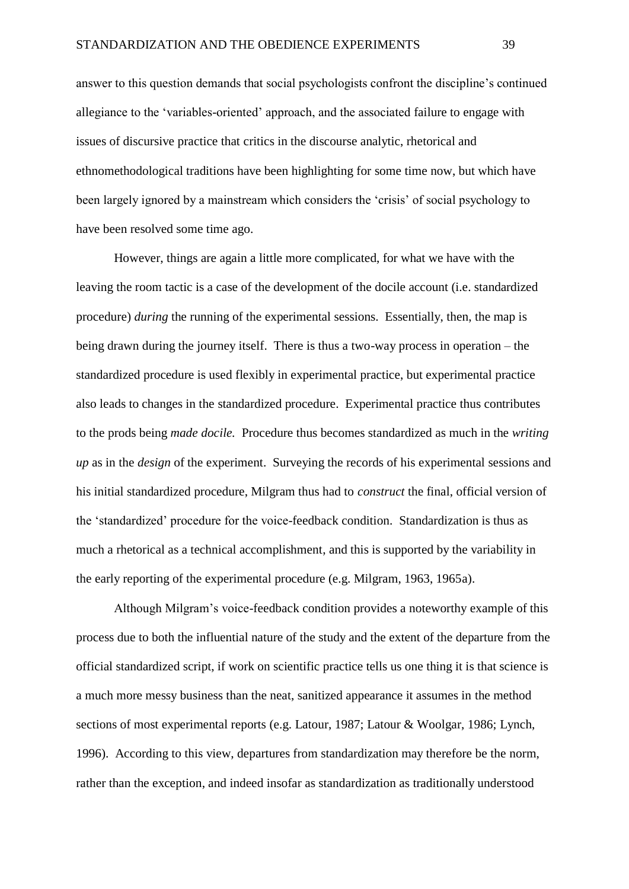answer to this question demands that social psychologists confront the discipline's continued allegiance to the 'variables-oriented' approach, and the associated failure to engage with issues of discursive practice that critics in the discourse analytic, rhetorical and ethnomethodological traditions have been highlighting for some time now, but which have been largely ignored by a mainstream which considers the 'crisis' of social psychology to have been resolved some time ago.

However, things are again a little more complicated, for what we have with the leaving the room tactic is a case of the development of the docile account (i.e. standardized procedure) *during* the running of the experimental sessions. Essentially, then, the map is being drawn during the journey itself. There is thus a two-way process in operation – the standardized procedure is used flexibly in experimental practice, but experimental practice also leads to changes in the standardized procedure. Experimental practice thus contributes to the prods being *made docile.* Procedure thus becomes standardized as much in the *writing up* as in the *design* of the experiment. Surveying the records of his experimental sessions and his initial standardized procedure, Milgram thus had to *construct* the final, official version of the 'standardized' procedure for the voice-feedback condition. Standardization is thus as much a rhetorical as a technical accomplishment, and this is supported by the variability in the early reporting of the experimental procedure (e.g. Milgram, 1963, 1965a).

Although Milgram's voice-feedback condition provides a noteworthy example of this process due to both the influential nature of the study and the extent of the departure from the official standardized script, if work on scientific practice tells us one thing it is that science is a much more messy business than the neat, sanitized appearance it assumes in the method sections of most experimental reports (e.g. Latour, 1987; Latour & Woolgar, 1986; Lynch, 1996). According to this view, departures from standardization may therefore be the norm, rather than the exception, and indeed insofar as standardization as traditionally understood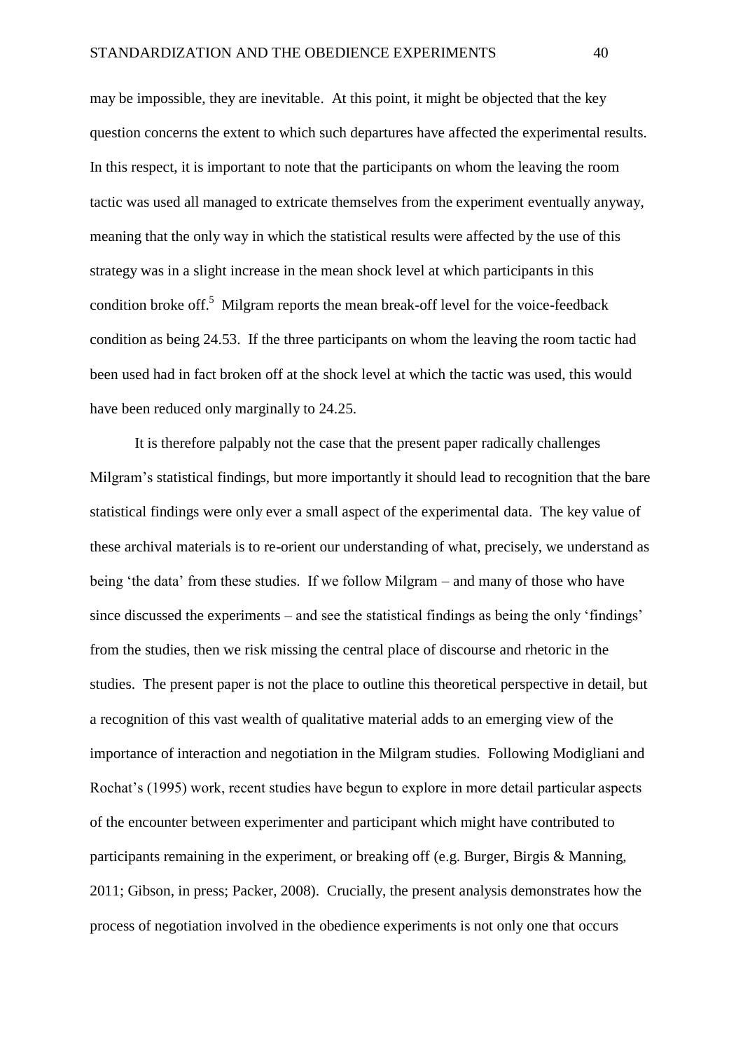may be impossible, they are inevitable. At this point, it might be objected that the key question concerns the extent to which such departures have affected the experimental results. In this respect, it is important to note that the participants on whom the leaving the room tactic was used all managed to extricate themselves from the experiment eventually anyway, meaning that the only way in which the statistical results were affected by the use of this strategy was in a slight increase in the mean shock level at which participants in this condition broke off.[5] Milgram reports the mean break-off level for the voice-feedback condition as being 24.53. If the three participants on whom the leaving the room tactic had been used had in fact broken off at the shock level at which the tactic was used, this would have been reduced only marginally to 24.25.

It is therefore palpably not the case that the present paper radically challenges Milgram's statistical findings, but more importantly it should lead to recognition that the bare statistical findings were only ever a small aspect of the experimental data. The key value of these archival materials is to re-orient our understanding of what, precisely, we understand as being 'the data' from these studies. If we follow Milgram – and many of those who have since discussed the experiments – and see the statistical findings as being the only 'findings' from the studies, then we risk missing the central place of discourse and rhetoric in the studies. The present paper is not the place to outline this theoretical perspective in detail, but a recognition of this vast wealth of qualitative material adds to an emerging view of the importance of interaction and negotiation in the Milgram studies. Following Modigliani and Rochat's (1995) work, recent studies have begun to explore in more detail particular aspects of the encounter between experimenter and participant which might have contributed to participants remaining in the experiment, or breaking off (e.g. Burger, Birgis & Manning, 2011; Gibson, in press; Packer, 2008). Crucially, the present analysis demonstrates how the process of negotiation involved in the obedience experiments is not only one that occurs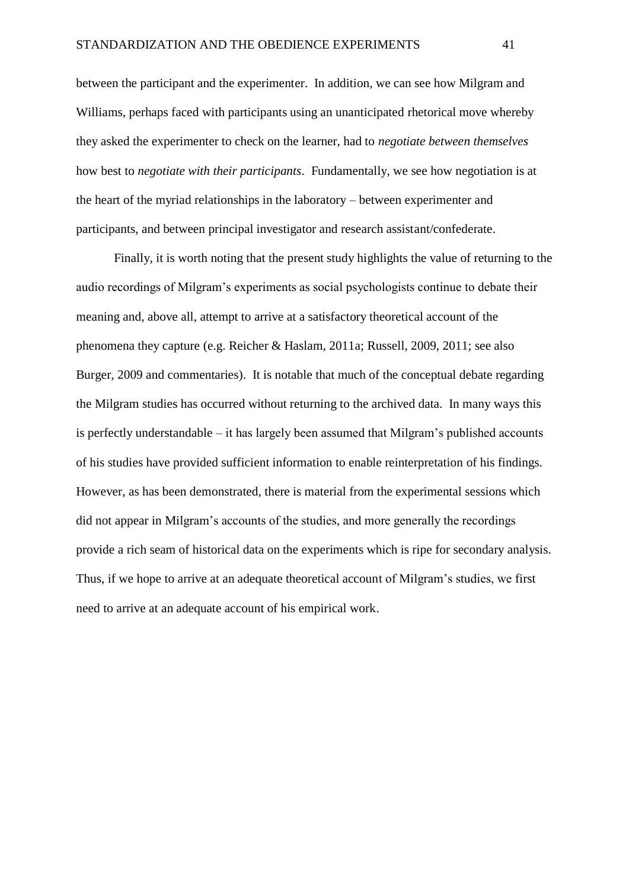between the participant and the experimenter. In addition, we can see how Milgram and Williams, perhaps faced with participants using an unanticipated rhetorical move whereby they asked the experimenter to check on the learner, had to *negotiate between themselves* how best to *negotiate with their participants*. Fundamentally, we see how negotiation is at the heart of the myriad relationships in the laboratory – between experimenter and participants, and between principal investigator and research assistant/confederate.

Finally, it is worth noting that the present study highlights the value of returning to the audio recordings of Milgram's experiments as social psychologists continue to debate their meaning and, above all, attempt to arrive at a satisfactory theoretical account of the phenomena they capture (e.g. Reicher & Haslam, 2011a; Russell, 2009, 2011; see also Burger, 2009 and commentaries). It is notable that much of the conceptual debate regarding the Milgram studies has occurred without returning to the archived data. In many ways this is perfectly understandable – it has largely been assumed that Milgram's published accounts of his studies have provided sufficient information to enable reinterpretation of his findings. However, as has been demonstrated, there is material from the experimental sessions which did not appear in Milgram's accounts of the studies, and more generally the recordings provide a rich seam of historical data on the experiments which is ripe for secondary analysis. Thus, if we hope to arrive at an adequate theoretical account of Milgram's studies, we first need to arrive at an adequate account of his empirical work.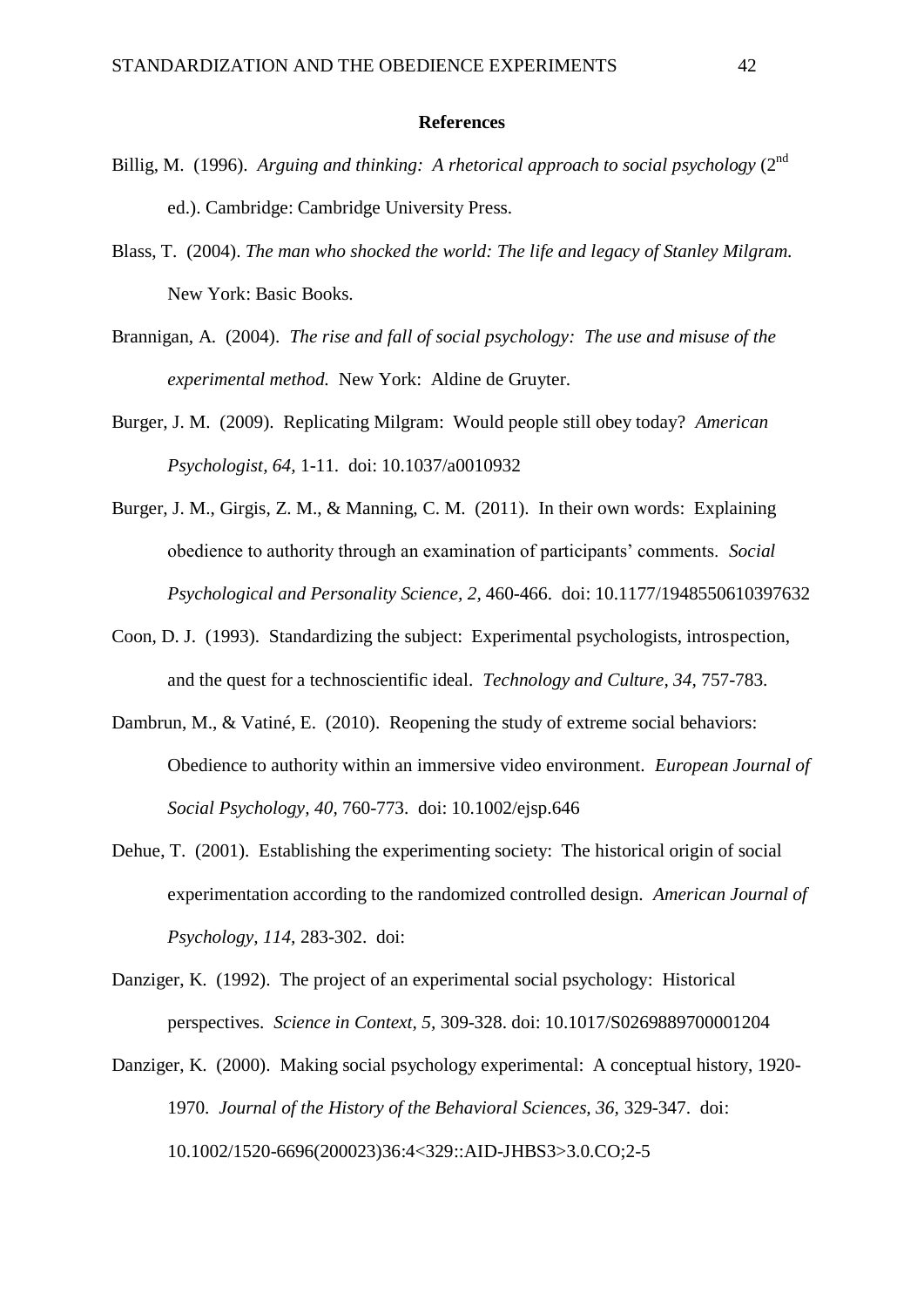**References**

Billig, M. (1996). *Arguing and thinking: A rhetorical approach to social psychology* (2nd ed.). Cambridge: Cambridge University Press.

Blass, T. (2004). *The man who shocked the world: The life and legacy of Stanley Milgram.* New York: Basic Books.

Brannigan, A. (2004). *The rise and fall of social psychology: The use and misuse of the experimental method.* New York: Aldine de Gruyter.

Burger, J. M. (2009). Replicating Milgram: Would people still obey today? *American Psychologist, 64,* 1-11. doi: 10.1037/a0010932

Burger, J. M., Girgis, Z. M., & Manning, C. M. (2011). In their own words: Explaining obedience to authority through an examination of participants' comments. *Social Psychological and Personality Science, 2,* 460-466. doi: 10.1177/1948550610397632

Coon, D. J. (1993). Standardizing the subject: Experimental psychologists, introspection, and the quest for a technoscientific ideal. *Technology and Culture, 34,* 757-783.

Dambrun, M., & Vatiné, E. (2010). Reopening the study of extreme social behaviors: Obedience to authority within an immersive video environment. *European Journal of Social Psychology, 40,* 760-773. doi: 10.1002/ejsp.646

Dehue, T. (2001). Establishing the experimenting society: The historical origin of social experimentation according to the randomized controlled design. *American Journal of Psychology, 114,* 283-302. doi:

Danziger, K. (1992). The project of an experimental social psychology: Historical perspectives. *Science in Context, 5,* 309-328. doi: 10.1017/S0269889700001204

Danziger, K. (2000). Making social psychology experimental: A conceptual history, 1920-1970. *Journal of the History of the Behavioral Sciences, 36,* 329-347. doi: 10.1002/1520-6696(200023)36:4<329::AID-JHBS3>3.0.CO;2-5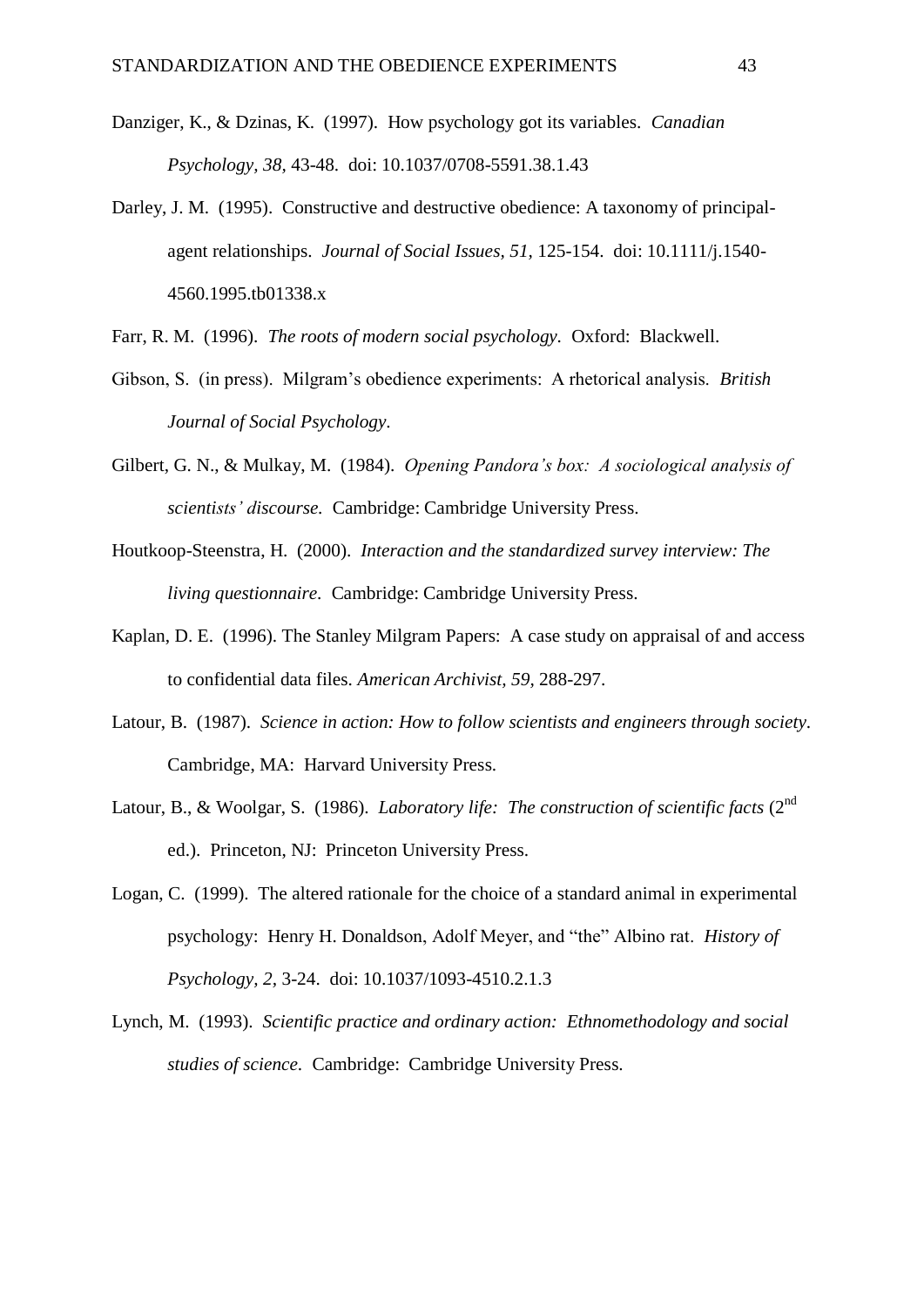Danziger, K., & Dzinas, K. (1997). How psychology got its variables. *Canadian Psychology, 38,* 43-48. doi: 10.1037/0708-5591.38.1.43

Darley, J. M. (1995). Constructive and destructive obedience: A taxonomy of principal-agent relationships. *Journal of Social Issues, 51,* 125-154. doi: 10.1111/j.1540-4560.1995.tb01338.x

Farr, R. M. (1996). *The roots of modern social psychology*. Oxford: Blackwell.

Gibson, S. (in press). Milgram's obedience experiments: A rhetorical analysis. *British Journal of Social Psychology*.

Gilbert, G. N., & Mulkay, M. (1984). *Opening Pandora's box: A sociological analysis of scientists' discourse.* Cambridge: Cambridge University Press.

Houtkoop-Steenstra, H. (2000). *Interaction and the standardized survey interview: The living questionnaire*. Cambridge: Cambridge University Press.

Kaplan, D. E. (1996). The Stanley Milgram Papers: A case study on appraisal of and access to confidential data files. *American Archivist, 59,* 288-297.

Latour, B. (1987). *Science in action: How to follow scientists and engineers through society*. Cambridge, MA: Harvard University Press.

Latour, B., & Woolgar, S. (1986). *Laboratory life: The construction of scientific facts* (2nd ed.). Princeton, NJ: Princeton University Press.

Logan, C. (1999). The altered rationale for the choice of a standard animal in experimental psychology: Henry H. Donaldson, Adolf Meyer, and "the" Albino rat. *History of Psychology, 2,* 3-24. doi: 10.1037/1093-4510.2.1.3

Lynch, M. (1993). *Scientific practice and ordinary action: Ethnomethodology and social studies of science.* Cambridge: Cambridge University Press.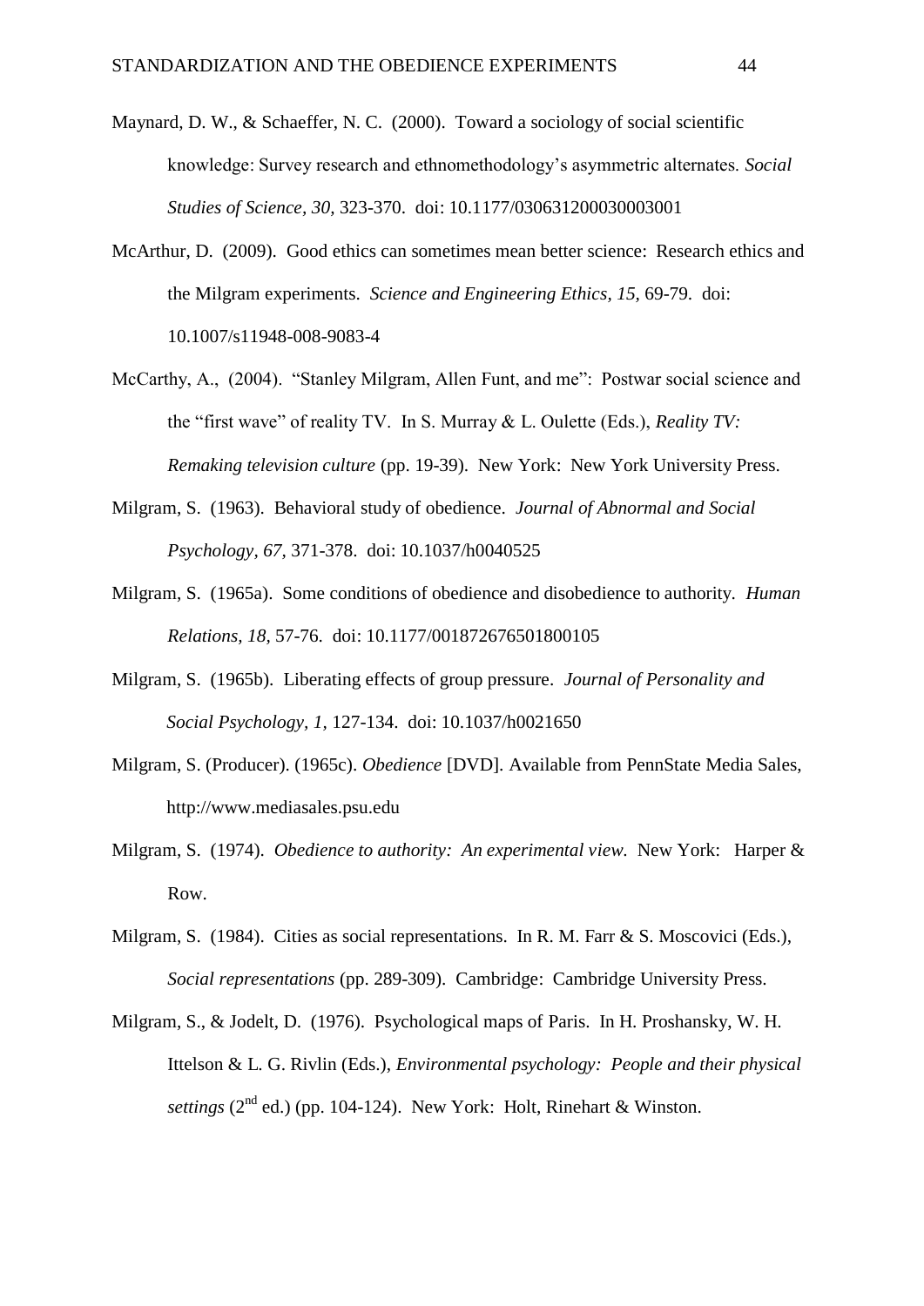Maynard, D. W., & Schaeffer, N. C. (2000). Toward a sociology of social scientific knowledge: Survey research and ethnomethodology's asymmetric alternates. *Social Studies of Science, 30,* 323-370. doi: 10.1177/030631200030003001

McArthur, D. (2009). Good ethics can sometimes mean better science: Research ethics and the Milgram experiments. *Science and Engineering Ethics, 15,* 69-79. doi: 10.1007/s11948-008-9083-4

McCarthy, A., (2004). "Stanley Milgram, Allen Funt, and me": Postwar social science and the "first wave" of reality TV. In S. Murray & L. Oulette (Eds.), *Reality TV: Remaking television culture* (pp. 19-39). New York: New York University Press.

Milgram, S. (1963). Behavioral study of obedience. *Journal of Abnormal and Social Psychology, 67,* 371-378. doi: 10.1037/h0040525

Milgram, S. (1965a). Some conditions of obedience and disobedience to authority. *Human Relations, 18,* 57-76. doi: 10.1177/001872676501800105

Milgram, S. (1965b). Liberating effects of group pressure. *Journal of Personality and Social Psychology, 1,* 127-134. doi: 10.1037/h0021650

Milgram, S. (Producer). (1965c). *Obedience* [DVD]. Available from PennState Media Sales, http://www.mediasales.psu.edu

Milgram, S. (1974). *Obedience to authority: An experimental view.* New York: Harper & Row.

Milgram, S. (1984). Cities as social representations. In R. M. Farr & S. Moscovici (Eds.), *Social representations* (pp. 289-309). Cambridge: Cambridge University Press.

Milgram, S., & Jodelt, D. (1976). Psychological maps of Paris. In H. Proshansky, W. H. Ittelson & L. G. Rivlin (Eds.), *Environmental psychology: People and their physical settings* (2nd ed.) (pp. 104-124). New York: Holt, Rinehart & Winston.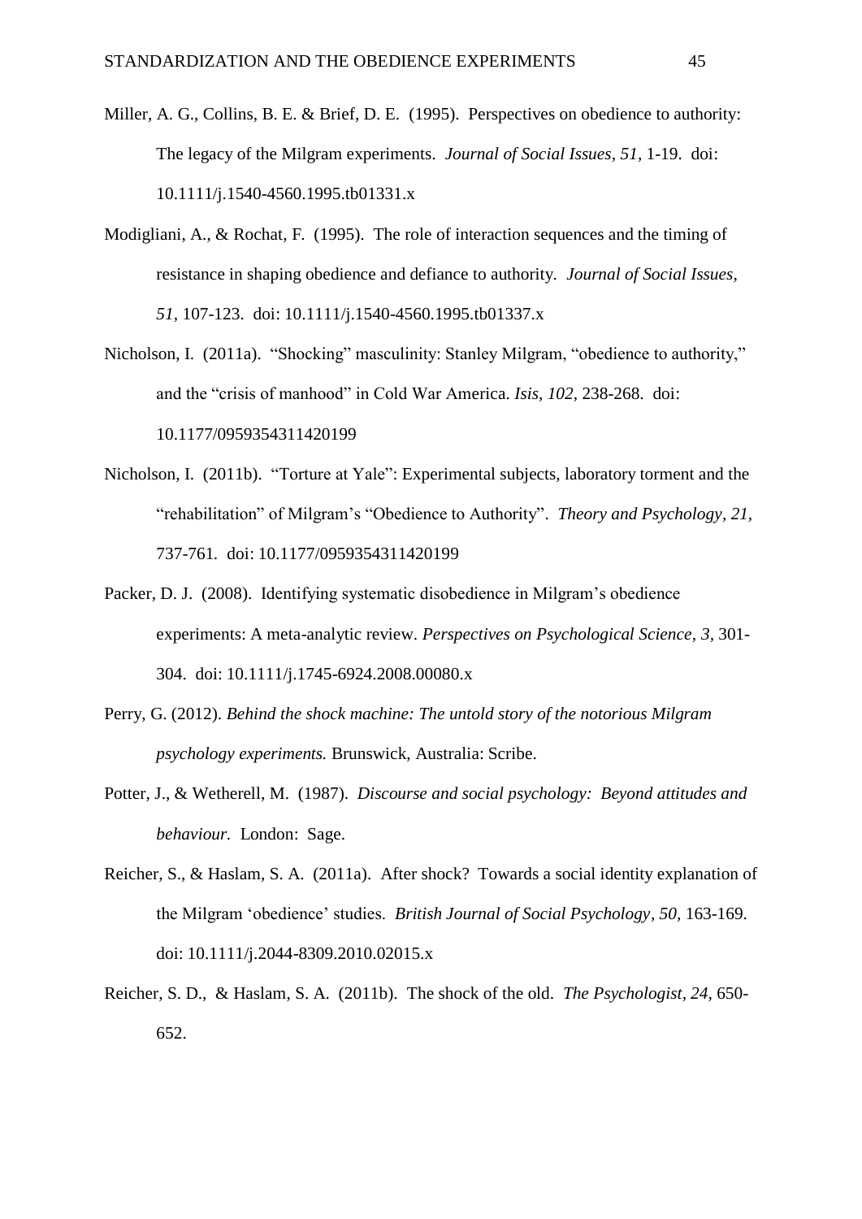Miller, A. G., Collins, B. E. & Brief, D. E. (1995). Perspectives on obedience to authority: The legacy of the Milgram experiments. *Journal of Social Issues, 51,* 1-19. doi: 10.1111/j.1540-4560.1995.tb01331.x

Modigliani, A., & Rochat, F. (1995). The role of interaction sequences and the timing of resistance in shaping obedience and defiance to authority. *Journal of Social Issues, 51,* 107-123. doi: 10.1111/j.1540-4560.1995.tb01337.x

Nicholson, I. (2011a). "Shocking" masculinity: Stanley Milgram, "obedience to authority," and the "crisis of manhood" in Cold War America. *Isis, 102,* 238-268. doi: 10.1177/0959354311420199

Nicholson, I. (2011b). "Torture at Yale": Experimental subjects, laboratory torment and the "rehabilitation" of Milgram's "Obedience to Authority". *Theory and Psychology, 21,* 737-761. doi: 10.1177/0959354311420199

Packer, D. J. (2008). Identifying systematic disobedience in Milgram's obedience experiments: A meta-analytic review. *Perspectives on Psychological Science, 3,* 301-304. doi: 10.1111/j.1745-6924.2008.00080.x

Perry, G. (2012). *Behind the shock machine: The untold story of the notorious Milgram psychology experiments.* Brunswick, Australia: Scribe.

Potter, J., & Wetherell, M. (1987). *Discourse and social psychology: Beyond attitudes and behaviour.* London: Sage.

Reicher, S., & Haslam, S. A. (2011a). After shock? Towards a social identity explanation of the Milgram 'obedience' studies. *British Journal of Social Psychology, 50,* 163-169. doi: 10.1111/j.2044-8309.2010.02015.x

Reicher, S. D., & Haslam, S. A. (2011b). The shock of the old. *The Psychologist, 24,* 650-652.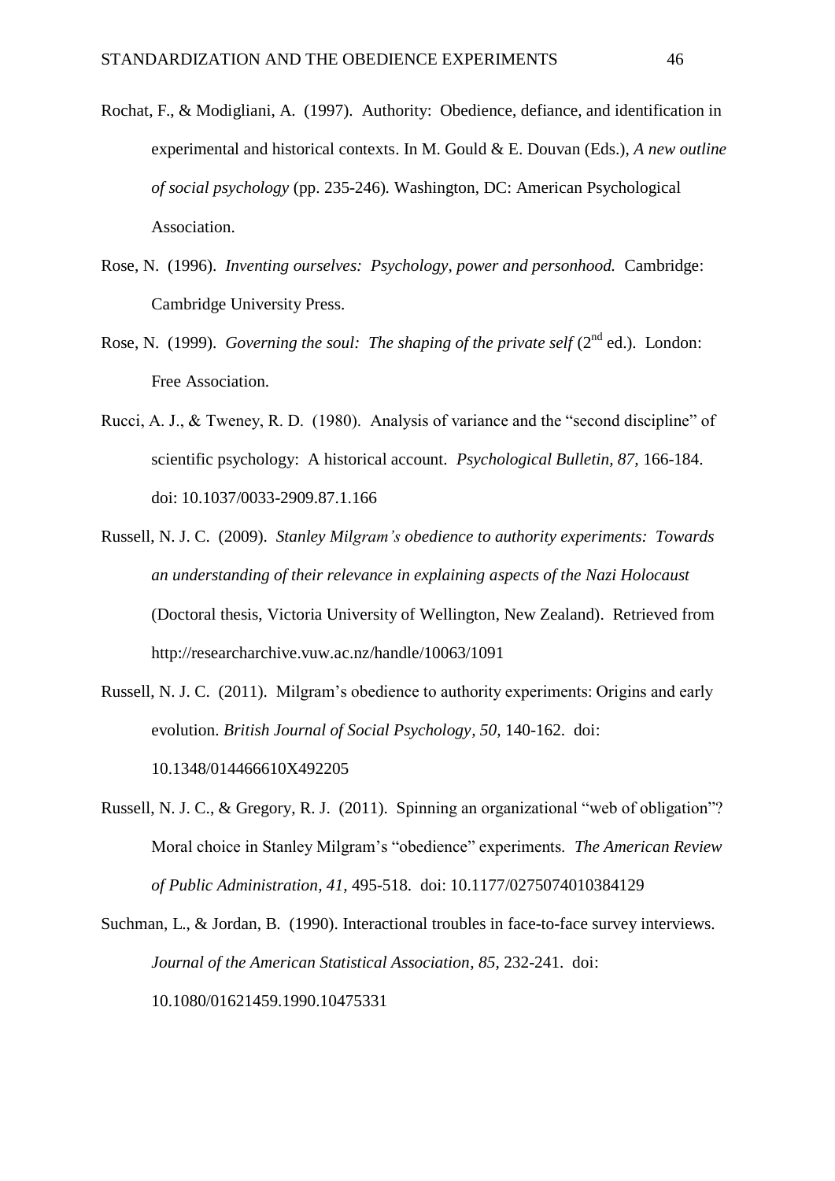Rochat, F., & Modigliani, A. (1997). Authority: Obedience, defiance, and identification in experimental and historical contexts. In M. Gould & E. Douvan (Eds.), *A new outline of social psychology* (pp. 235-246). Washington, DC: American Psychological Association.

Rose, N. (1996). *Inventing ourselves: Psychology, power and personhood.* Cambridge: Cambridge University Press.

Rose, N. (1999). *Governing the soul: The shaping of the private self* (2nd ed.). London: Free Association.

Rucci, A. J., & Tweney, R. D. (1980). Analysis of variance and the "second discipline" of scientific psychology: A historical account. *Psychological Bulletin, 87,* 166-184. doi: 10.1037/0033-2909.87.1.166

Russell, N. J. C. (2009). *Stanley Milgram's obedience to authority experiments: Towards an understanding of their relevance in explaining aspects of the Nazi Holocaust* (Doctoral thesis, Victoria University of Wellington, New Zealand). Retrieved from http://researcharchive.vuw.ac.nz/handle/10063/1091

Russell, N. J. C. (2011). Milgram's obedience to authority experiments: Origins and early evolution. *British Journal of Social Psychology, 50,* 140-162. doi: 10.1348/014466610X492205

Russell, N. J. C., & Gregory, R. J. (2011). Spinning an organizational "web of obligation"? Moral choice in Stanley Milgram's "obedience" experiments. *The American Review of Public Administration, 41,* 495-518. doi: 10.1177/0275074010384129

Suchman, L., & Jordan, B. (1990). Interactional troubles in face-to-face survey interviews. *Journal of the American Statistical Association, 85,* 232-241. doi: 10.1080/01621459.1990.10475331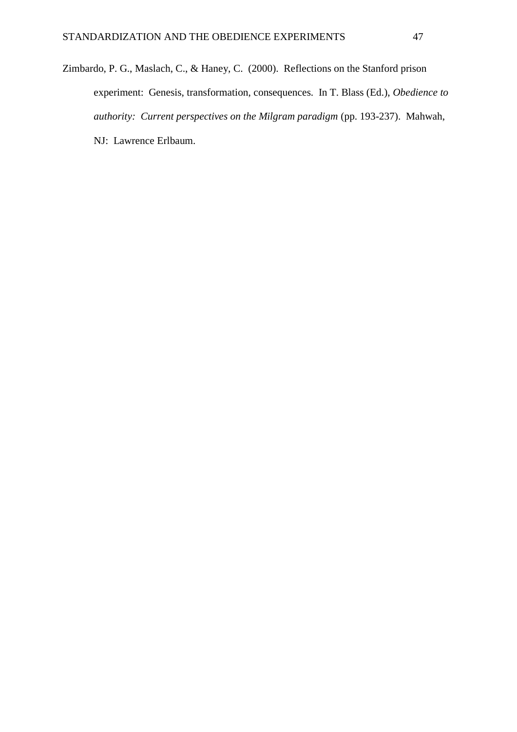Zimbardo, P. G., Maslach, C., & Haney, C.  (2000).  Reflections on the Stanford prison experiment:  Genesis, transformation, consequences.  In T. Blass (Ed.), *Obedience to authority:  Current perspectives on the Milgram paradigm* (pp. 193-237).  Mahwah, NJ:  Lawrence Erlbaum.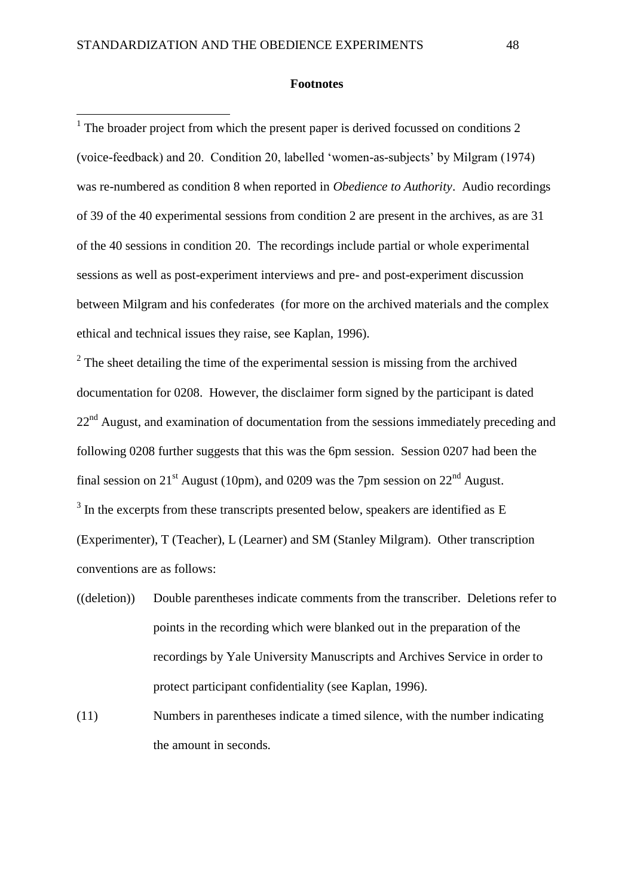**Footnotes**

[1] The broader project from which the present paper is derived focussed on conditions 2 (voice-feedback) and 20. Condition 20, labelled 'women-as-subjects' by Milgram (1974) was re-numbered as condition 8 when reported in *Obedience to Authority*. Audio recordings of 39 of the 40 experimental sessions from condition 2 are present in the archives, as are 31 of the 40 sessions in condition 20. The recordings include partial or whole experimental sessions as well as post-experiment interviews and pre- and post-experiment discussion between Milgram and his confederates (for more on the archived materials and the complex ethical and technical issues they raise, see Kaplan, 1996).

[2] The sheet detailing the time of the experimental session is missing from the archived documentation for 0208. However, the disclaimer form signed by the participant is dated 22nd August, and examination of documentation from the sessions immediately preceding and following 0208 further suggests that this was the 6pm session. Session 0207 had been the final session on 21st August (10pm), and 0209 was the 7pm session on 22nd August.

[3] In the excerpts from these transcripts presented below, speakers are identified as E (Experimenter), T (Teacher), L (Learner) and SM (Stanley Milgram). Other transcription conventions are as follows:

((deletion)) Double parentheses indicate comments from the transcriber. Deletions refer to points in the recording which were blanked out in the preparation of the recordings by Yale University Manuscripts and Archives Service in order to protect participant confidentiality (see Kaplan, 1996).

(11) Numbers in parentheses indicate a timed silence, with the number indicating the amount in seconds.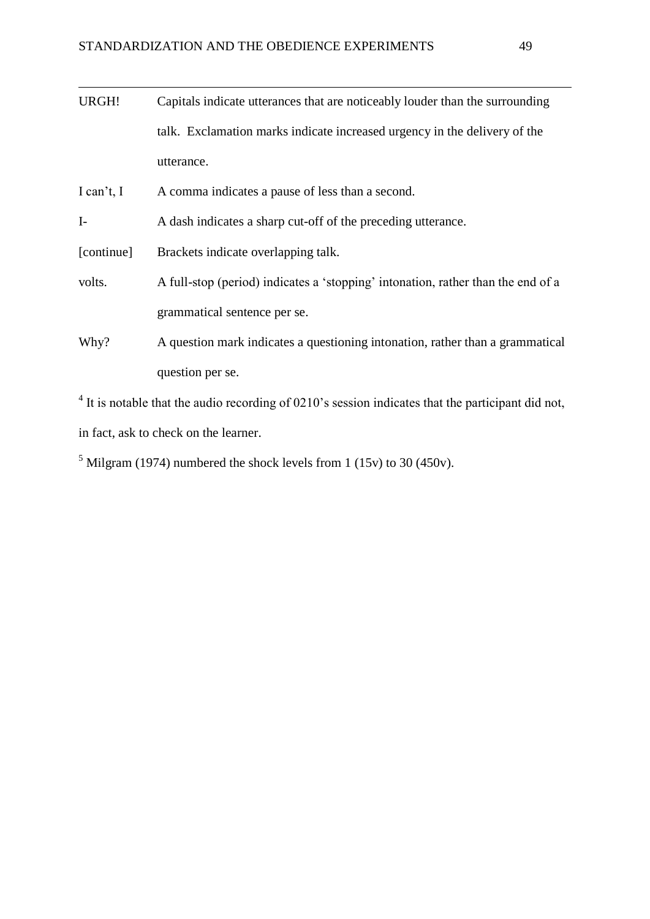| | |
|---|---|
| URGH! | Capitals indicate utterances that are noticeably louder than the surrounding talk. Exclamation marks indicate increased urgency in the delivery of the utterance. |
| I can't, I | A comma indicates a pause of less than a second. |
| I- | A dash indicates a sharp cut-off of the preceding utterance. |
| [continue] | Brackets indicate overlapping talk. |
| volts. | A full-stop (period) indicates a 'stopping' intonation, rather than the end of a grammatical sentence per se. |
| Why? | A question mark indicates a questioning intonation, rather than a grammatical question per se. |

[4] It is notable that the audio recording of 0210's session indicates that the participant did not, in fact, ask to check on the learner.

[5] Milgram (1974) numbered the shock levels from 1 (15v) to 30 (450v).